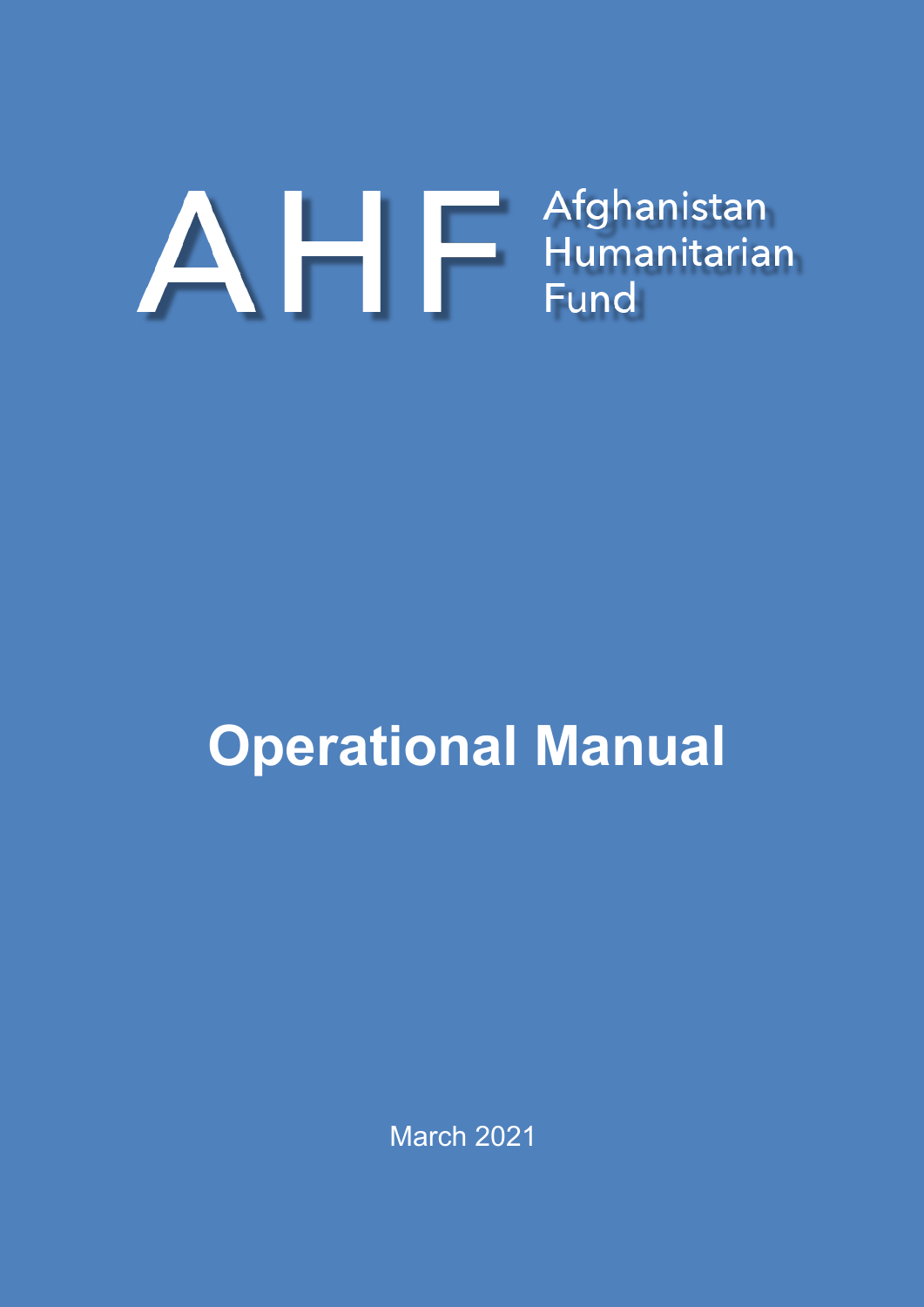# AHF Afghanistan Humanitarian Fund

# Operational Manual

March 2021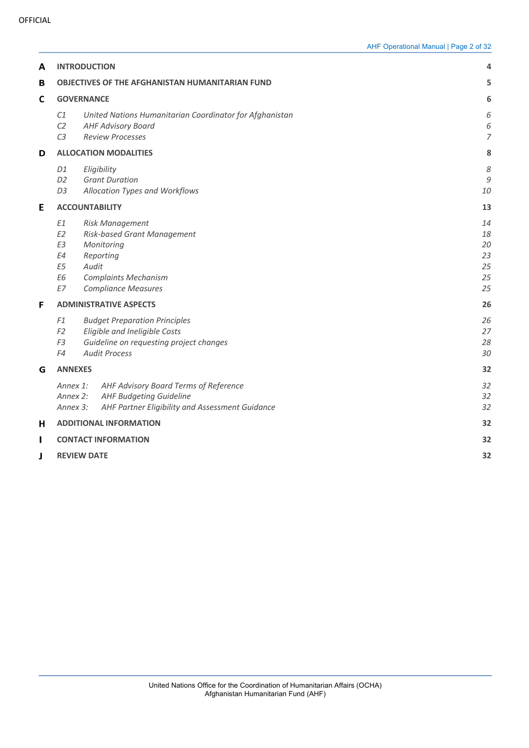| | | |
|---|---|---|
| **A** | **INTRODUCTION** | **4** |
| **B** | **OBJECTIVES OF THE AFGHANISTAN HUMANITARIAN FUND** | **5** |
| **C** | **GOVERNANCE** | **6** |
| | *C1 United Nations Humanitarian Coordinator for Afghanistan* | *6* |
| | *C2 AHF Advisory Board* | *6* |
| | *C3 Review Processes* | *7* |
| **D** | **ALLOCATION MODALITIES** | **8** |
| | *D1 Eligibility* | *8* |
| | *D2 Grant Duration* | *9* |
| | *D3 Allocation Types and Workflows* | *10* |
| **E** | **ACCOUNTABILITY** | **13** |
| | *E1 Risk Management* | *14* |
| | *E2 Risk-based Grant Management* | *18* |
| | *E3 Monitoring* | *20* |
| | *E4 Reporting* | *23* |
| | *E5 Audit* | *25* |
| | *E6 Complaints Mechanism* | *25* |
| | *E7 Compliance Measures* | *25* |
| **F** | **ADMINISTRATIVE ASPECTS** | **26** |
| | *F1 Budget Preparation Principles* | *26* |
| | *F2 Eligible and Ineligible Costs* | *27* |
| | *F3 Guideline on requesting project changes* | *28* |
| | *F4 Audit Process* | *30* |
| **G** | **ANNEXES** | **32** |
| | *Annex 1: AHF Advisory Board Terms of Reference* | *32* |
| | *Annex 2: AHF Budgeting Guideline* | *32* |
| | *Annex 3: AHF Partner Eligibility and Assessment Guidance* | *32* |
| **H** | **ADDITIONAL INFORMATION** | **32** |
| **I** | **CONTACT INFORMATION** | **32** |
| **J** | **REVIEW DATE** | **32** |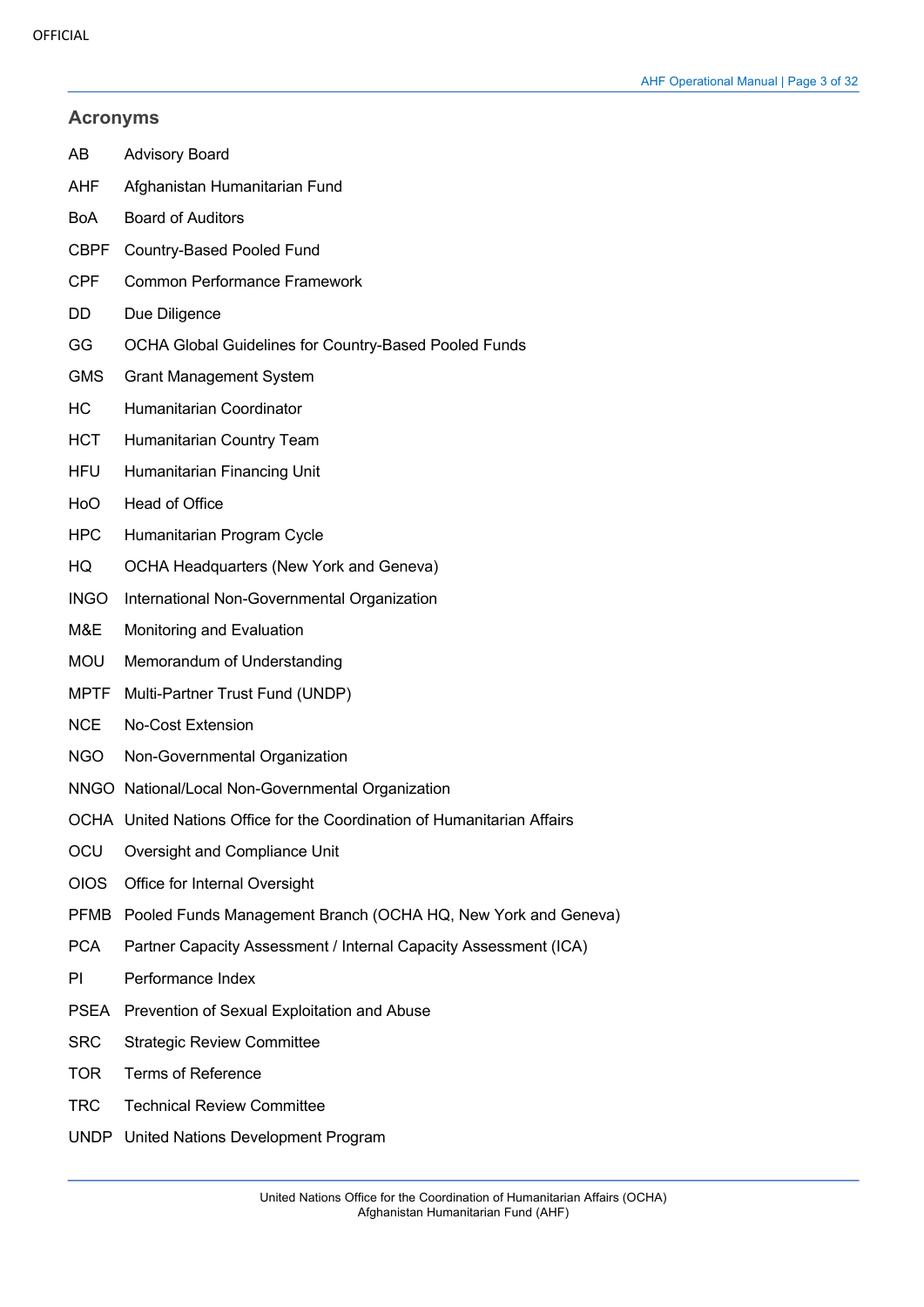## Acronyms

| | |
|---|---|
| AB | Advisory Board |
| AHF | Afghanistan Humanitarian Fund |
| BoA | Board of Auditors |
| CBPF | Country-Based Pooled Fund |
| CPF | Common Performance Framework |
| DD | Due Diligence |
| GG | OCHA Global Guidelines for Country-Based Pooled Funds |
| GMS | Grant Management System |
| HC | Humanitarian Coordinator |
| HCT | Humanitarian Country Team |
| HFU | Humanitarian Financing Unit |
| HoO | Head of Office |
| HPC | Humanitarian Program Cycle |
| HQ | OCHA Headquarters (New York and Geneva) |
| INGO | International Non-Governmental Organization |
| M&E | Monitoring and Evaluation |
| MOU | Memorandum of Understanding |
| MPTF | Multi-Partner Trust Fund (UNDP) |
| NCE | No-Cost Extension |
| NGO | Non-Governmental Organization |
| NNGO | National/Local Non-Governmental Organization |
| OCHA | United Nations Office for the Coordination of Humanitarian Affairs |
| OCU | Oversight and Compliance Unit |
| OIOS | Office for Internal Oversight |
| PFMB | Pooled Funds Management Branch (OCHA HQ, New York and Geneva) |
| PCA | Partner Capacity Assessment / Internal Capacity Assessment (ICA) |
| PI | Performance Index |
| PSEA | Prevention of Sexual Exploitation and Abuse |
| SRC | Strategic Review Committee |
| TOR | Terms of Reference |
| TRC | Technical Review Committee |
| UNDP | United Nations Development Program |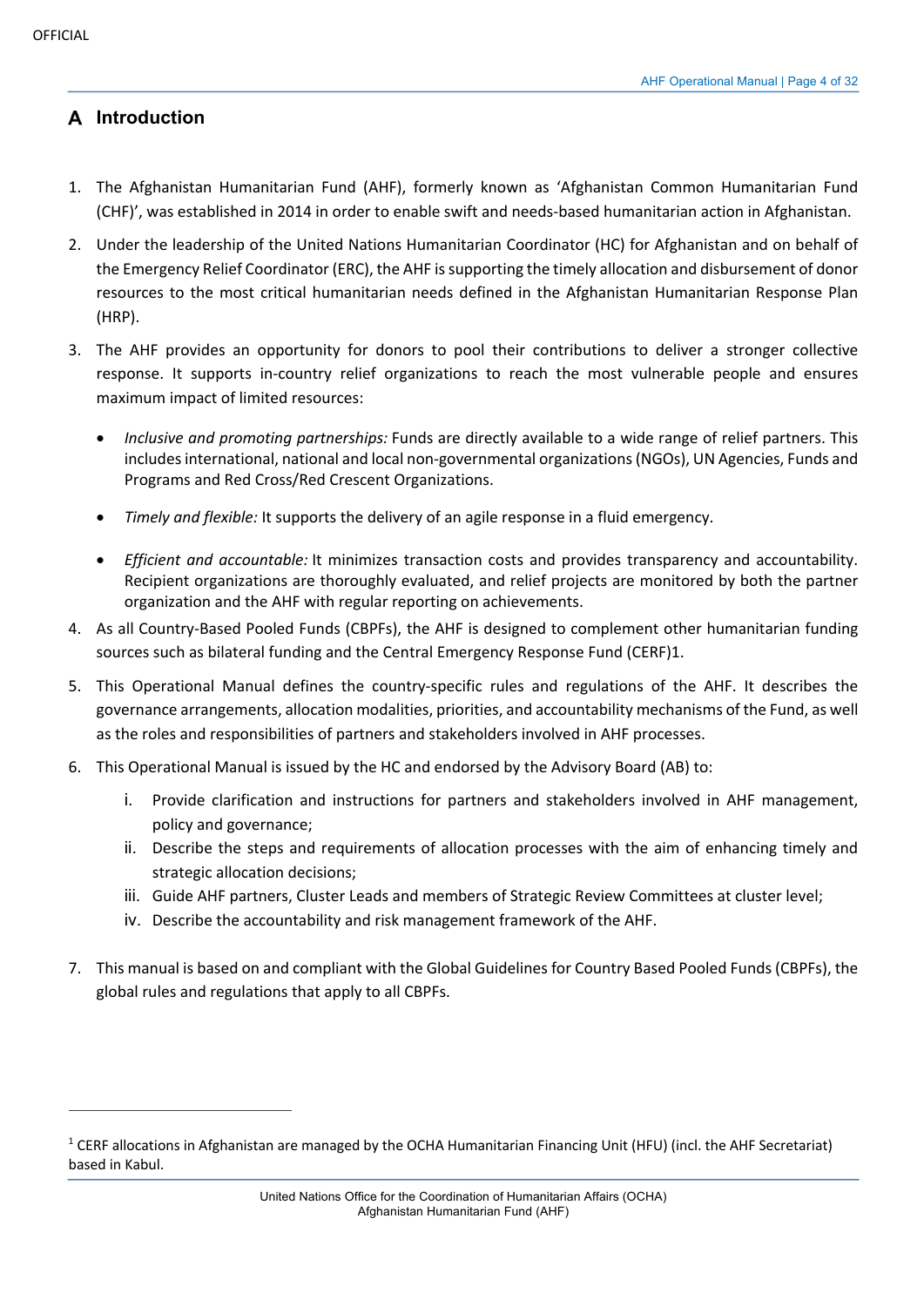# A Introduction

1. The Afghanistan Humanitarian Fund (AHF), formerly known as 'Afghanistan Common Humanitarian Fund (CHF)', was established in 2014 in order to enable swift and needs-based humanitarian action in Afghanistan.
2. Under the leadership of the United Nations Humanitarian Coordinator (HC) for Afghanistan and on behalf of the Emergency Relief Coordinator (ERC), the AHF is supporting the timely allocation and disbursement of donor resources to the most critical humanitarian needs defined in the Afghanistan Humanitarian Response Plan (HRP).
3. The AHF provides an opportunity for donors to pool their contributions to deliver a stronger collective response. It supports in-country relief organizations to reach the most vulnerable people and ensures maximum impact of limited resources:

    - *Inclusive and promoting partnerships:* Funds are directly available to a wide range of relief partners. This includes international, national and local non-governmental organizations (NGOs), UN Agencies, Funds and Programs and Red Cross/Red Crescent Organizations.
    - *Timely and flexible:* It supports the delivery of an agile response in a fluid emergency.
    - *Efficient and accountable:* It minimizes transaction costs and provides transparency and accountability. Recipient organizations are thoroughly evaluated, and relief projects are monitored by both the partner organization and the AHF with regular reporting on achievements.

4. As all Country-Based Pooled Funds (CBPFs), the AHF is designed to complement other humanitarian funding sources such as bilateral funding and the Central Emergency Response Fund (CERF)[1].
5. This Operational Manual defines the country-specific rules and regulations of the AHF. It describes the governance arrangements, allocation modalities, priorities, and accountability mechanisms of the Fund, as well as the roles and responsibilities of partners and stakeholders involved in AHF processes.
6. This Operational Manual is issued by the HC and endorsed by the Advisory Board (AB) to:
    1. Provide clarification and instructions for partners and stakeholders involved in AHF management, policy and governance;
    2. Describe the steps and requirements of allocation processes with the aim of enhancing timely and strategic allocation decisions;
    3. Guide AHF partners, Cluster Leads and members of Strategic Review Committees at cluster level;
    4. Describe the accountability and risk management framework of the AHF.
7. This manual is based on and compliant with the Global Guidelines for Country Based Pooled Funds (CBPFs), the global rules and regulations that apply to all CBPFs.

---

[1] CERF allocations in Afghanistan are managed by the OCHA Humanitarian Financing Unit (HFU) (incl. the AHF Secretariat) based in Kabul.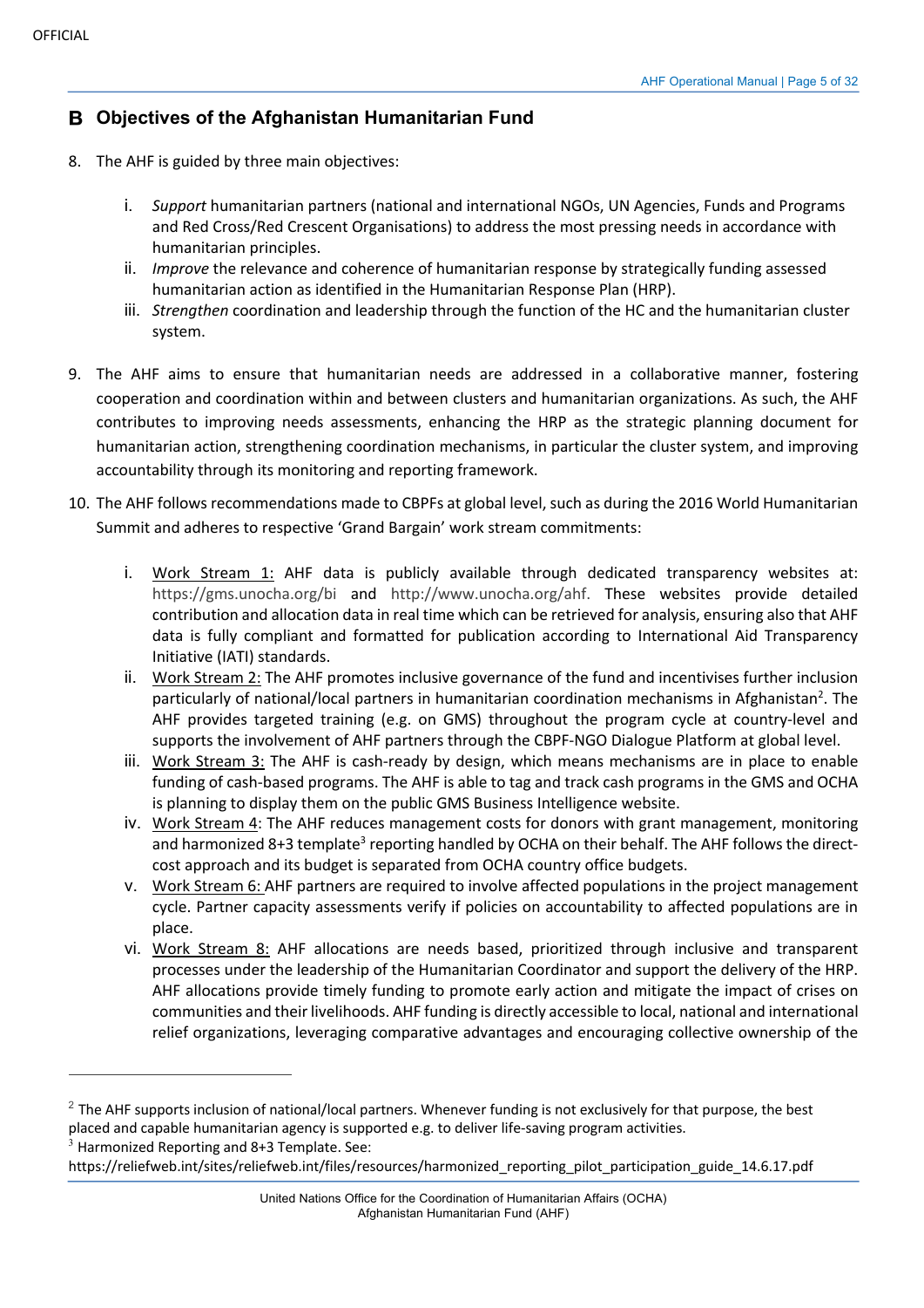## B Objectives of the Afghanistan Humanitarian Fund

8. The AHF is guided by three main objectives:

   i. *Support* humanitarian partners (national and international NGOs, UN Agencies, Funds and Programs and Red Cross/Red Crescent Organisations) to address the most pressing needs in accordance with humanitarian principles.
   ii. *Improve* the relevance and coherence of humanitarian response by strategically funding assessed humanitarian action as identified in the Humanitarian Response Plan (HRP).
   iii. *Strengthen* coordination and leadership through the function of the HC and the humanitarian cluster system.

9. The AHF aims to ensure that humanitarian needs are addressed in a collaborative manner, fostering cooperation and coordination within and between clusters and humanitarian organizations. As such, the AHF contributes to improving needs assessments, enhancing the HRP as the strategic planning document for humanitarian action, strengthening coordination mechanisms, in particular the cluster system, and improving accountability through its monitoring and reporting framework.

10. The AHF follows recommendations made to CBPFs at global level, such as during the 2016 World Humanitarian Summit and adheres to respective 'Grand Bargain' work stream commitments:

    i. Work Stream 1: AHF data is publicly available through dedicated transparency websites at: https://gms.unocha.org/bi and http://www.unocha.org/ahf. These websites provide detailed contribution and allocation data in real time which can be retrieved for analysis, ensuring also that AHF data is fully compliant and formatted for publication according to International Aid Transparency Initiative (IATI) standards.
    ii. Work Stream 2: The AHF promotes inclusive governance of the fund and incentivises further inclusion particularly of national/local partners in humanitarian coordination mechanisms in Afghanistan[2]. The AHF provides targeted training (e.g. on GMS) throughout the program cycle at country-level and supports the involvement of AHF partners through the CBPF-NGO Dialogue Platform at global level.
    iii. Work Stream 3: The AHF is cash-ready by design, which means mechanisms are in place to enable funding of cash-based programs. The AHF is able to tag and track cash programs in the GMS and OCHA is planning to display them on the public GMS Business Intelligence website.
    iv. Work Stream 4: The AHF reduces management costs for donors with grant management, monitoring and harmonized 8+3 template[3] reporting handled by OCHA on their behalf. The AHF follows the direct-cost approach and its budget is separated from OCHA country office budgets.
    v. Work Stream 6: AHF partners are required to involve affected populations in the project management cycle. Partner capacity assessments verify if policies on accountability to affected populations are in place.
    vi. Work Stream 8: AHF allocations are needs based, prioritized through inclusive and transparent processes under the leadership of the Humanitarian Coordinator and support the delivery of the HRP. AHF allocations provide timely funding to promote early action and mitigate the impact of crises on communities and their livelihoods. AHF funding is directly accessible to local, national and international relief organizations, leveraging comparative advantages and encouraging collective ownership of the

---

[2] The AHF supports inclusion of national/local partners. Whenever funding is not exclusively for that purpose, the best placed and capable humanitarian agency is supported e.g. to deliver life-saving program activities.

[3] Harmonized Reporting and 8+3 Template. See: https://reliefweb.int/sites/reliefweb.int/files/resources/harmonized_reporting_pilot_participation_guide_14.6.17.pdf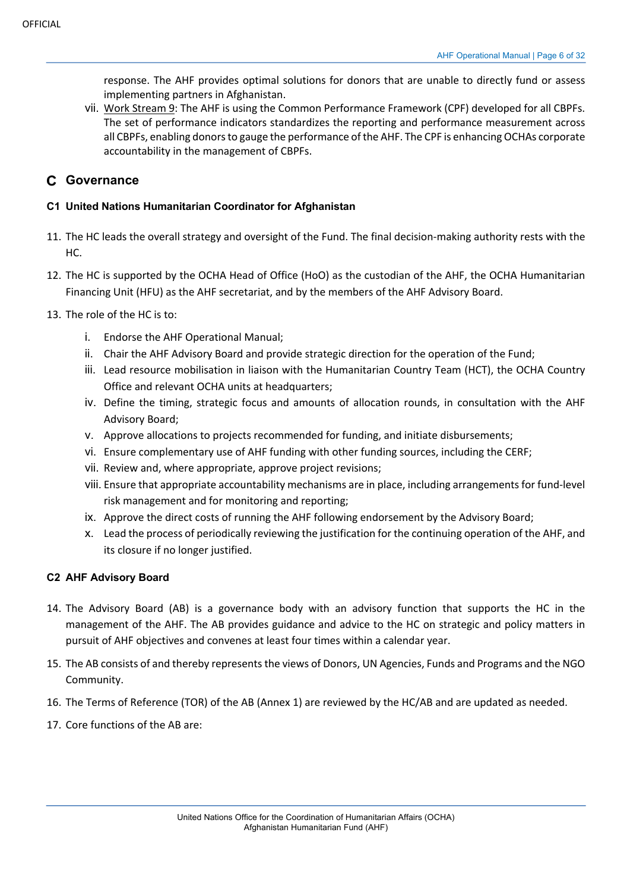response. The AHF provides optimal solutions for donors that are unable to directly fund or assess implementing partners in Afghanistan.

vii. Work Stream 9: The AHF is using the Common Performance Framework (CPF) developed for all CBPFs. The set of performance indicators standardizes the reporting and performance measurement across all CBPFs, enabling donors to gauge the performance of the AHF. The CPF is enhancing OCHAs corporate accountability in the management of CBPFs.

## C Governance

### C1 United Nations Humanitarian Coordinator for Afghanistan

11. The HC leads the overall strategy and oversight of the Fund. The final decision-making authority rests with the HC.

12. The HC is supported by the OCHA Head of Office (HoO) as the custodian of the AHF, the OCHA Humanitarian Financing Unit (HFU) as the AHF secretariat, and by the members of the AHF Advisory Board.

13. The role of the HC is to:

    i. Endorse the AHF Operational Manual;
    ii. Chair the AHF Advisory Board and provide strategic direction for the operation of the Fund;
    iii. Lead resource mobilisation in liaison with the Humanitarian Country Team (HCT), the OCHA Country Office and relevant OCHA units at headquarters;
    iv. Define the timing, strategic focus and amounts of allocation rounds, in consultation with the AHF Advisory Board;
    v. Approve allocations to projects recommended for funding, and initiate disbursements;
    vi. Ensure complementary use of AHF funding with other funding sources, including the CERF;
    vii. Review and, where appropriate, approve project revisions;
    viii. Ensure that appropriate accountability mechanisms are in place, including arrangements for fund-level risk management and for monitoring and reporting;
    ix. Approve the direct costs of running the AHF following endorsement by the Advisory Board;
    x. Lead the process of periodically reviewing the justification for the continuing operation of the AHF, and its closure if no longer justified.

### C2 AHF Advisory Board

14. The Advisory Board (AB) is a governance body with an advisory function that supports the HC in the management of the AHF. The AB provides guidance and advice to the HC on strategic and policy matters in pursuit of AHF objectives and convenes at least four times within a calendar year.

15. The AB consists of and thereby represents the views of Donors, UN Agencies, Funds and Programs and the NGO Community.

16. The Terms of Reference (TOR) of the AB (Annex 1) are reviewed by the HC/AB and are updated as needed.

17. Core functions of the AB are: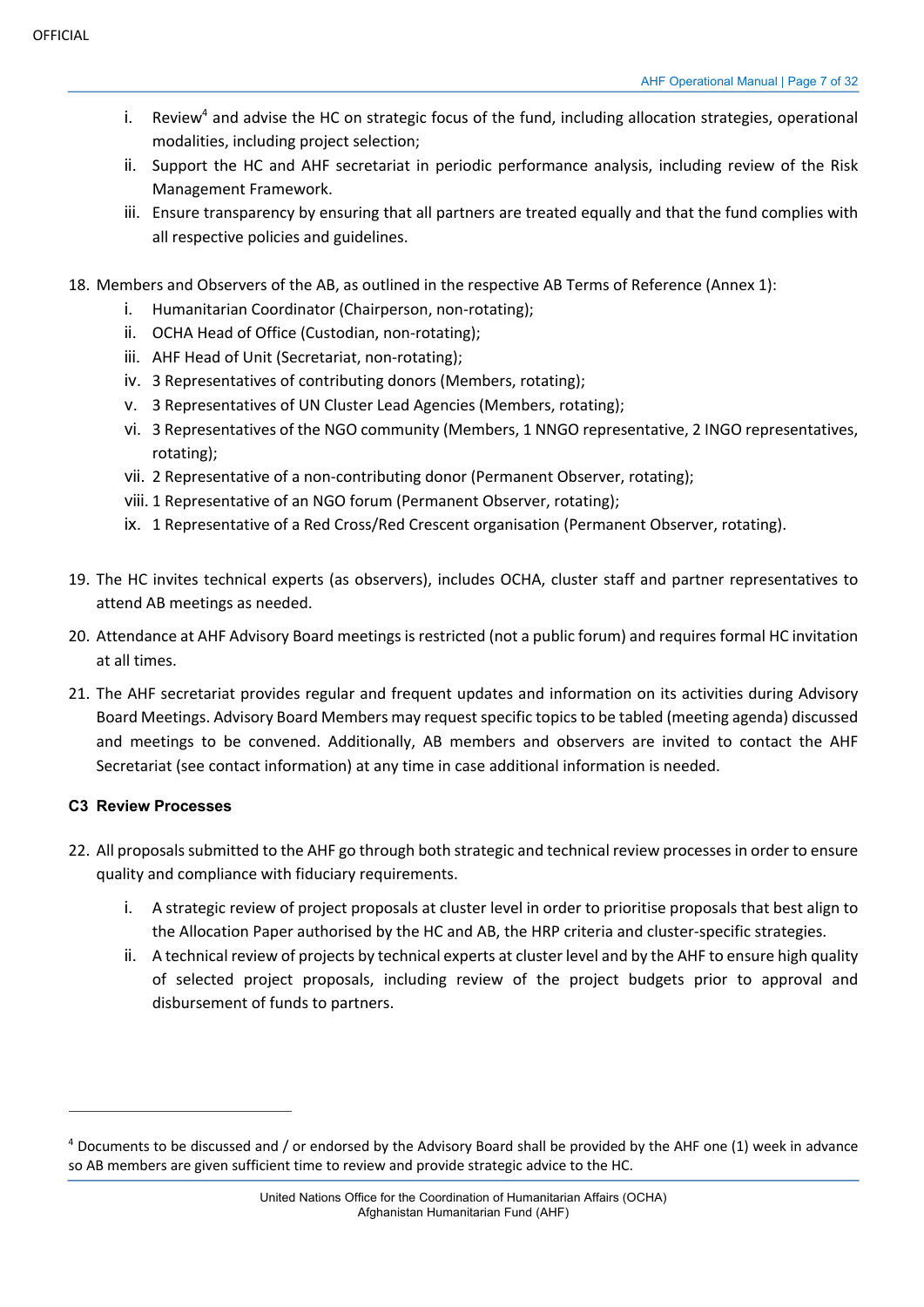i. Review[4] and advise the HC on strategic focus of the fund, including allocation strategies, operational modalities, including project selection;
ii. Support the HC and AHF secretariat in periodic performance analysis, including review of the Risk Management Framework.
iii. Ensure transparency by ensuring that all partners are treated equally and that the fund complies with all respective policies and guidelines.

18. Members and Observers of the AB, as outlined in the respective AB Terms of Reference (Annex 1):
    i. Humanitarian Coordinator (Chairperson, non-rotating);
    ii. OCHA Head of Office (Custodian, non-rotating);
    iii. AHF Head of Unit (Secretariat, non-rotating);
    iv. 3 Representatives of contributing donors (Members, rotating);
    v. 3 Representatives of UN Cluster Lead Agencies (Members, rotating);
    vi. 3 Representatives of the NGO community (Members, 1 NNGO representative, 2 INGO representatives, rotating);
    vii. 2 Representative of a non-contributing donor (Permanent Observer, rotating);
    viii. 1 Representative of an NGO forum (Permanent Observer, rotating);
    ix. 1 Representative of a Red Cross/Red Crescent organisation (Permanent Observer, rotating).

19. The HC invites technical experts (as observers), includes OCHA, cluster staff and partner representatives to attend AB meetings as needed.
20. Attendance at AHF Advisory Board meetings is restricted (not a public forum) and requires formal HC invitation at all times.
21. The AHF secretariat provides regular and frequent updates and information on its activities during Advisory Board Meetings. Advisory Board Members may request specific topics to be tabled (meeting agenda) discussed and meetings to be convened. Additionally, AB members and observers are invited to contact the AHF Secretariat (see contact information) at any time in case additional information is needed.

**C3 Review Processes**

22. All proposals submitted to the AHF go through both strategic and technical review processes in order to ensure quality and compliance with fiduciary requirements.
    i. A strategic review of project proposals at cluster level in order to prioritise proposals that best align to the Allocation Paper authorised by the HC and AB, the HRP criteria and cluster-specific strategies.
    ii. A technical review of projects by technical experts at cluster level and by the AHF to ensure high quality of selected project proposals, including review of the project budgets prior to approval and disbursement of funds to partners.

[4] Documents to be discussed and / or endorsed by the Advisory Board shall be provided by the AHF one (1) week in advance so AB members are given sufficient time to review and provide strategic advice to the HC.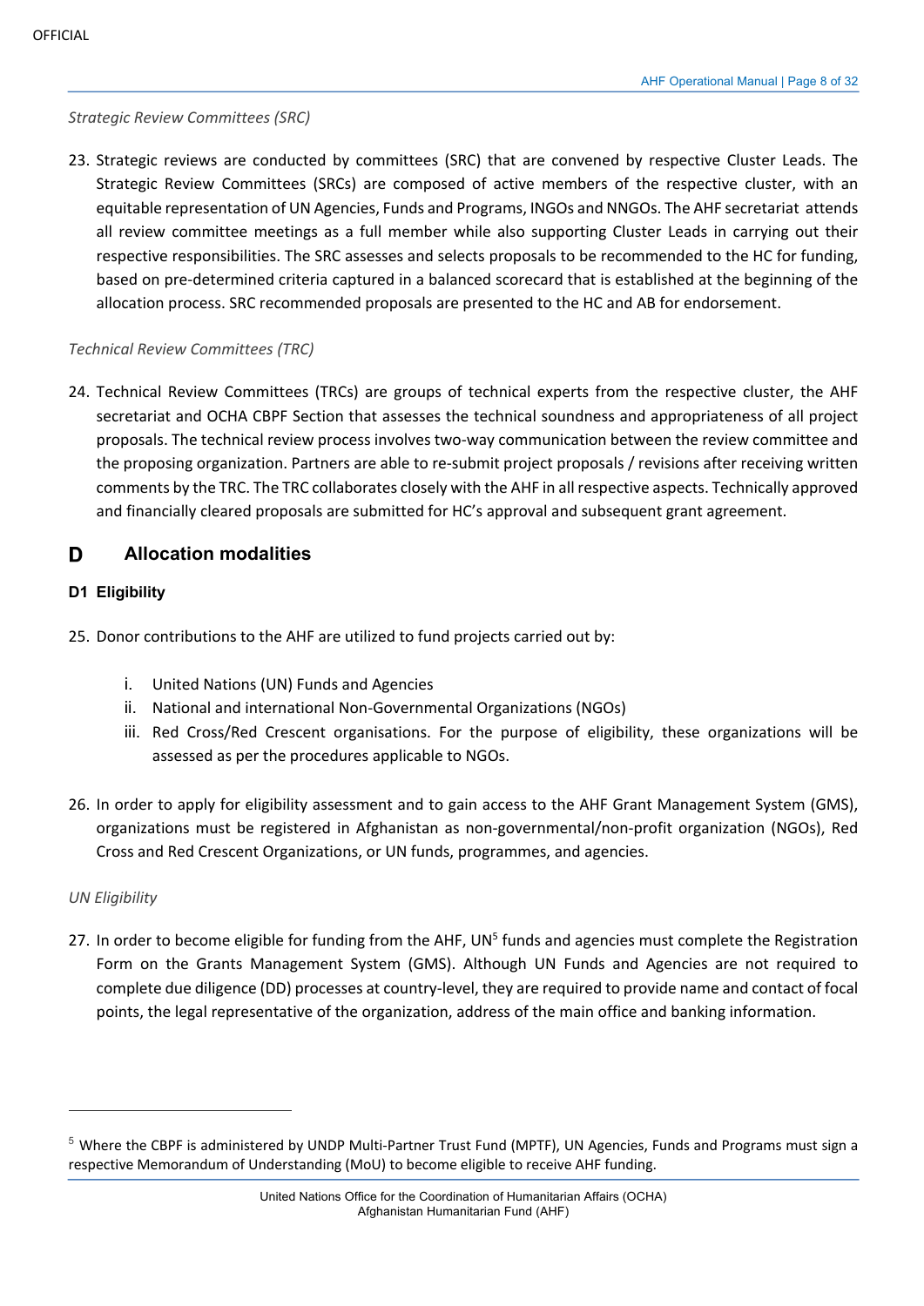*Strategic Review Committees (SRC)*

23. Strategic reviews are conducted by committees (SRC) that are convened by respective Cluster Leads. The Strategic Review Committees (SRCs) are composed of active members of the respective cluster, with an equitable representation of UN Agencies, Funds and Programs, INGOs and NNGOs. The AHF secretariat attends all review committee meetings as a full member while also supporting Cluster Leads in carrying out their respective responsibilities. The SRC assesses and selects proposals to be recommended to the HC for funding, based on pre-determined criteria captured in a balanced scorecard that is established at the beginning of the allocation process. SRC recommended proposals are presented to the HC and AB for endorsement.

*Technical Review Committees (TRC)*

24. Technical Review Committees (TRCs) are groups of technical experts from the respective cluster, the AHF secretariat and OCHA CBPF Section that assesses the technical soundness and appropriateness of all project proposals. The technical review process involves two-way communication between the review committee and the proposing organization. Partners are able to re-submit project proposals / revisions after receiving written comments by the TRC. The TRC collaborates closely with the AHF in all respective aspects. Technically approved and financially cleared proposals are submitted for HC's approval and subsequent grant agreement.

## D Allocation modalities

### D1 Eligibility

25. Donor contributions to the AHF are utilized to fund projects carried out by:

    i. United Nations (UN) Funds and Agencies
    ii. National and international Non-Governmental Organizations (NGOs)
    iii. Red Cross/Red Crescent organisations. For the purpose of eligibility, these organizations will be assessed as per the procedures applicable to NGOs.

26. In order to apply for eligibility assessment and to gain access to the AHF Grant Management System (GMS), organizations must be registered in Afghanistan as non-governmental/non-profit organization (NGOs), Red Cross and Red Crescent Organizations, or UN funds, programmes, and agencies.

*UN Eligibility*

27. In order to become eligible for funding from the AHF, UN[5] funds and agencies must complete the Registration Form on the Grants Management System (GMS). Although UN Funds and Agencies are not required to complete due diligence (DD) processes at country-level, they are required to provide name and contact of focal points, the legal representative of the organization, address of the main office and banking information.

---

[5] Where the CBPF is administered by UNDP Multi-Partner Trust Fund (MPTF), UN Agencies, Funds and Programs must sign a respective Memorandum of Understanding (MoU) to become eligible to receive AHF funding.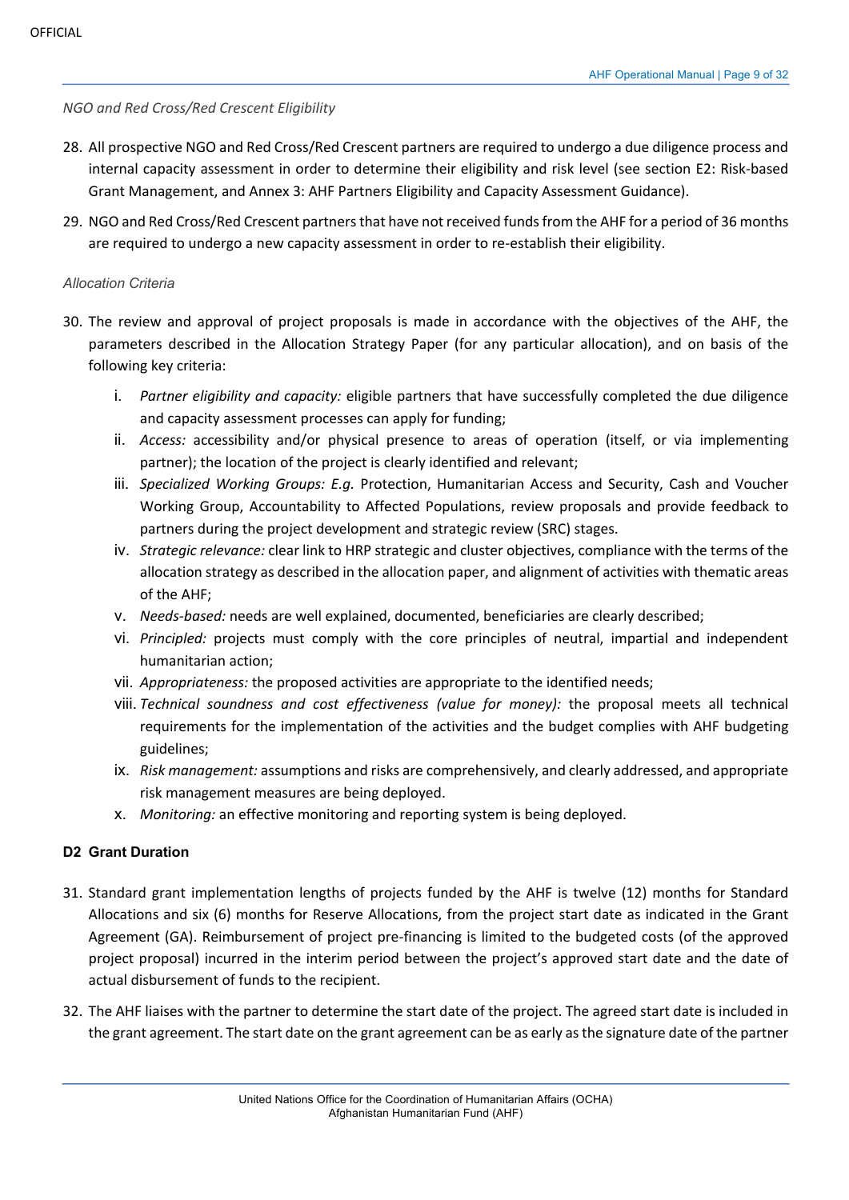*NGO and Red Cross/Red Crescent Eligibility*

28. All prospective NGO and Red Cross/Red Crescent partners are required to undergo a due diligence process and internal capacity assessment in order to determine their eligibility and risk level (see section E2: Risk-based Grant Management, and Annex 3: AHF Partners Eligibility and Capacity Assessment Guidance).

29. NGO and Red Cross/Red Crescent partners that have not received funds from the AHF for a period of 36 months are required to undergo a new capacity assessment in order to re-establish their eligibility.

*Allocation Criteria*

30. The review and approval of project proposals is made in accordance with the objectives of the AHF, the parameters described in the Allocation Strategy Paper (for any particular allocation), and on basis of the following key criteria:

    i. *Partner eligibility and capacity:* eligible partners that have successfully completed the due diligence and capacity assessment processes can apply for funding;
    ii. *Access:* accessibility and/or physical presence to areas of operation (itself, or via implementing partner); the location of the project is clearly identified and relevant;
    iii. *Specialized Working Groups: E.g.* Protection, Humanitarian Access and Security, Cash and Voucher Working Group, Accountability to Affected Populations, review proposals and provide feedback to partners during the project development and strategic review (SRC) stages.
    iv. *Strategic relevance:* clear link to HRP strategic and cluster objectives, compliance with the terms of the allocation strategy as described in the allocation paper, and alignment of activities with thematic areas of the AHF;
    v. *Needs-based:* needs are well explained, documented, beneficiaries are clearly described;
    vi. *Principled:* projects must comply with the core principles of neutral, impartial and independent humanitarian action;
    vii. *Appropriateness:* the proposed activities are appropriate to the identified needs;
    viii. *Technical soundness and cost effectiveness (value for money):* the proposal meets all technical requirements for the implementation of the activities and the budget complies with AHF budgeting guidelines;
    ix. *Risk management:* assumptions and risks are comprehensively, and clearly addressed, and appropriate risk management measures are being deployed.
    x. *Monitoring:* an effective monitoring and reporting system is being deployed.

## D2 Grant Duration

31. Standard grant implementation lengths of projects funded by the AHF is twelve (12) months for Standard Allocations and six (6) months for Reserve Allocations, from the project start date as indicated in the Grant Agreement (GA). Reimbursement of project pre-financing is limited to the budgeted costs (of the approved project proposal) incurred in the interim period between the project's approved start date and the date of actual disbursement of funds to the recipient.

32. The AHF liaises with the partner to determine the start date of the project. The agreed start date is included in the grant agreement. The start date on the grant agreement can be as early as the signature date of the partner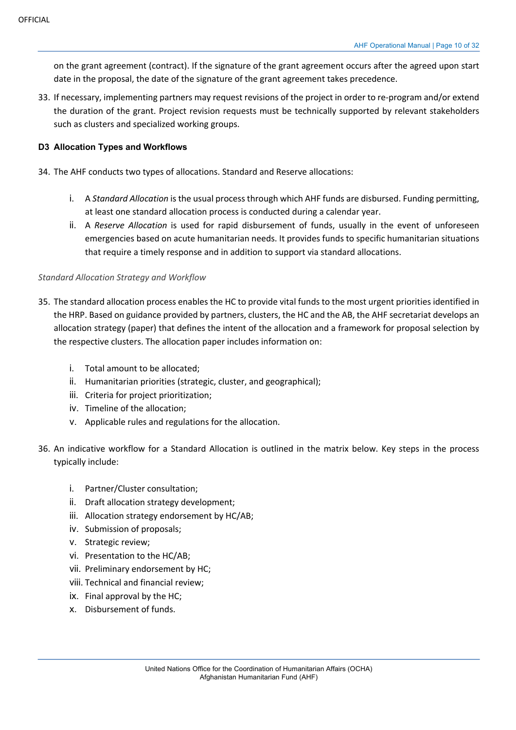on the grant agreement (contract). If the signature of the grant agreement occurs after the agreed upon start date in the proposal, the date of the signature of the grant agreement takes precedence.

33. If necessary, implementing partners may request revisions of the project in order to re-program and/or extend the duration of the grant. Project revision requests must be technically supported by relevant stakeholders such as clusters and specialized working groups.

### D3 Allocation Types and Workflows

34. The AHF conducts two types of allocations. Standard and Reserve allocations:

    i. A *Standard Allocation* is the usual process through which AHF funds are disbursed. Funding permitting, at least one standard allocation process is conducted during a calendar year.
    ii. A *Reserve Allocation* is used for rapid disbursement of funds, usually in the event of unforeseen emergencies based on acute humanitarian needs. It provides funds to specific humanitarian situations that require a timely response and in addition to support via standard allocations.

*Standard Allocation Strategy and Workflow*

35. The standard allocation process enables the HC to provide vital funds to the most urgent priorities identified in the HRP. Based on guidance provided by partners, clusters, the HC and the AB, the AHF secretariat develops an allocation strategy (paper) that defines the intent of the allocation and a framework for proposal selection by the respective clusters. The allocation paper includes information on:

    i. Total amount to be allocated;
    ii. Humanitarian priorities (strategic, cluster, and geographical);
    iii. Criteria for project prioritization;
    iv. Timeline of the allocation;
    v. Applicable rules and regulations for the allocation.

36. An indicative workflow for a Standard Allocation is outlined in the matrix below. Key steps in the process typically include:

    i. Partner/Cluster consultation;
    ii. Draft allocation strategy development;
    iii. Allocation strategy endorsement by HC/AB;
    iv. Submission of proposals;
    v. Strategic review;
    vi. Presentation to the HC/AB;
    vii. Preliminary endorsement by HC;
    viii. Technical and financial review;
    ix. Final approval by the HC;
    x. Disbursement of funds.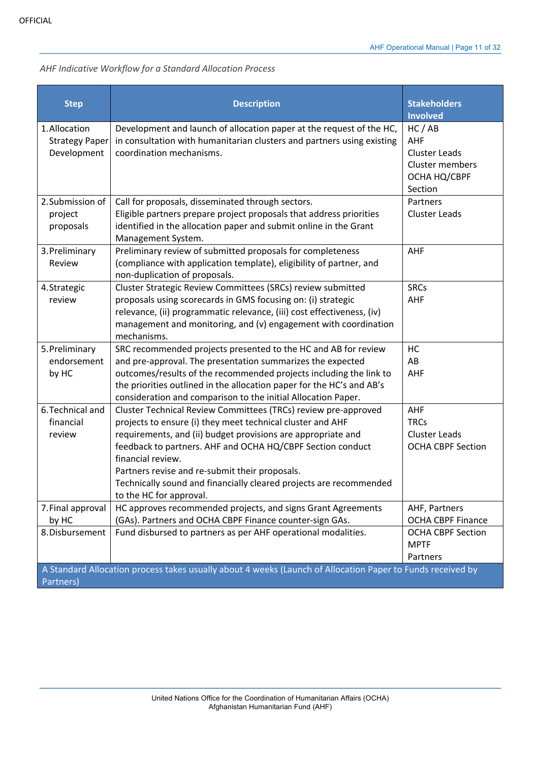*AHF Indicative Workflow for a Standard Allocation Process*

| Step | Description | Stakeholders Involved |
|---|---|---|
| 1. Allocation Strategy Paper Development | Development and launch of allocation paper at the request of the HC, in consultation with humanitarian clusters and partners using existing coordination mechanisms. | HC / AB<br>AHF<br>Cluster Leads<br>Cluster members<br>OCHA HQ/CBPF Section |
| 2. Submission of project proposals | Call for proposals, disseminated through sectors.<br>Eligible partners prepare project proposals that address priorities identified in the allocation paper and submit online in the Grant Management System. | Partners<br>Cluster Leads |
| 3. Preliminary Review | Preliminary review of submitted proposals for completeness (compliance with application template), eligibility of partner, and non-duplication of proposals. | AHF |
| 4. Strategic review | Cluster Strategic Review Committees (SRCs) review submitted proposals using scorecards in GMS focusing on: (i) strategic relevance, (ii) programmatic relevance, (iii) cost effectiveness, (iv) management and monitoring, and (v) engagement with coordination mechanisms. | SRCs<br>AHF |
| 5. Preliminary endorsement by HC | SRC recommended projects presented to the HC and AB for review and pre-approval. The presentation summarizes the expected outcomes/results of the recommended projects including the link to the priorities outlined in the allocation paper for the HC's and AB's consideration and comparison to the initial Allocation Paper. | HC<br>AB<br>AHF |
| 6. Technical and financial review | Cluster Technical Review Committees (TRCs) review pre-approved projects to ensure (i) they meet technical cluster and AHF requirements, and (ii) budget provisions are appropriate and feedback to partners. AHF and OCHA HQ/CBPF Section conduct financial review.<br>Partners revise and re-submit their proposals.<br>Technically sound and financially cleared projects are recommended to the HC for approval. | AHF<br>TRCs<br>Cluster Leads<br>OCHA CBPF Section |
| 7. Final approval by HC | HC approves recommended projects, and signs Grant Agreements (GAs). Partners and OCHA CBPF Finance counter-sign GAs. | AHF, Partners<br>OCHA CBPF Finance |
| 8. Disbursement | Fund disbursed to partners as per AHF operational modalities. | OCHA CBPF Section<br>MPTF<br>Partners |
| A Standard Allocation process takes usually about 4 weeks (Launch of Allocation Paper to Funds received by Partners) | | |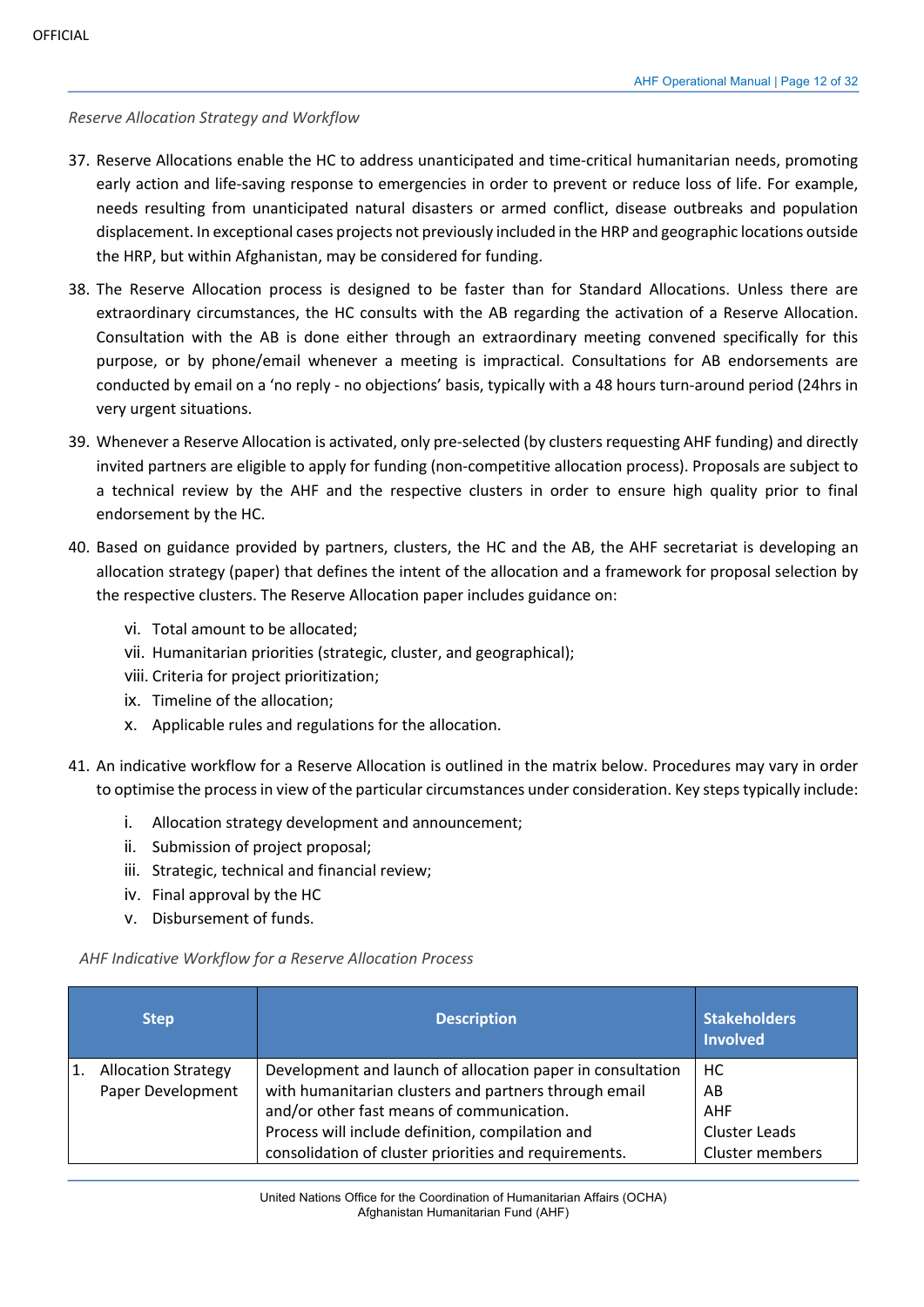OFFICIAL

*Reserve Allocation Strategy and Workflow*

37. Reserve Allocations enable the HC to address unanticipated and time-critical humanitarian needs, promoting early action and life-saving response to emergencies in order to prevent or reduce loss of life. For example, needs resulting from unanticipated natural disasters or armed conflict, disease outbreaks and population displacement. In exceptional cases projects not previously included in the HRP and geographic locations outside the HRP, but within Afghanistan, may be considered for funding.

38. The Reserve Allocation process is designed to be faster than for Standard Allocations. Unless there are extraordinary circumstances, the HC consults with the AB regarding the activation of a Reserve Allocation. Consultation with the AB is done either through an extraordinary meeting convened specifically for this purpose, or by phone/email whenever a meeting is impractical. Consultations for AB endorsements are conducted by email on a 'no reply - no objections' basis, typically with a 48 hours turn-around period (24hrs in very urgent situations.

39. Whenever a Reserve Allocation is activated, only pre-selected (by clusters requesting AHF funding) and directly invited partners are eligible to apply for funding (non-competitive allocation process). Proposals are subject to a technical review by the AHF and the respective clusters in order to ensure high quality prior to final endorsement by the HC.

40. Based on guidance provided by partners, clusters, the HC and the AB, the AHF secretariat is developing an allocation strategy (paper) that defines the intent of the allocation and a framework for proposal selection by the respective clusters. The Reserve Allocation paper includes guidance on:

    vi. Total amount to be allocated;
    vii. Humanitarian priorities (strategic, cluster, and geographical);
    viii. Criteria for project prioritization;
    ix. Timeline of the allocation;
    x. Applicable rules and regulations for the allocation.

41. An indicative workflow for a Reserve Allocation is outlined in the matrix below. Procedures may vary in order to optimise the process in view of the particular circumstances under consideration. Key steps typically include:

    i. Allocation strategy development and announcement;
    ii. Submission of project proposal;
    iii. Strategic, technical and financial review;
    iv. Final approval by the HC
    v. Disbursement of funds.

*AHF Indicative Workflow for a Reserve Allocation Process*

| Step | Description | Stakeholders Involved |
|---|---|---|
| 1. Allocation Strategy Paper Development | Development and launch of allocation paper in consultation with humanitarian clusters and partners through email and/or other fast means of communication. Process will include definition, compilation and consolidation of cluster priorities and requirements. | HC<br>AB<br>AHF<br>Cluster Leads<br>Cluster members |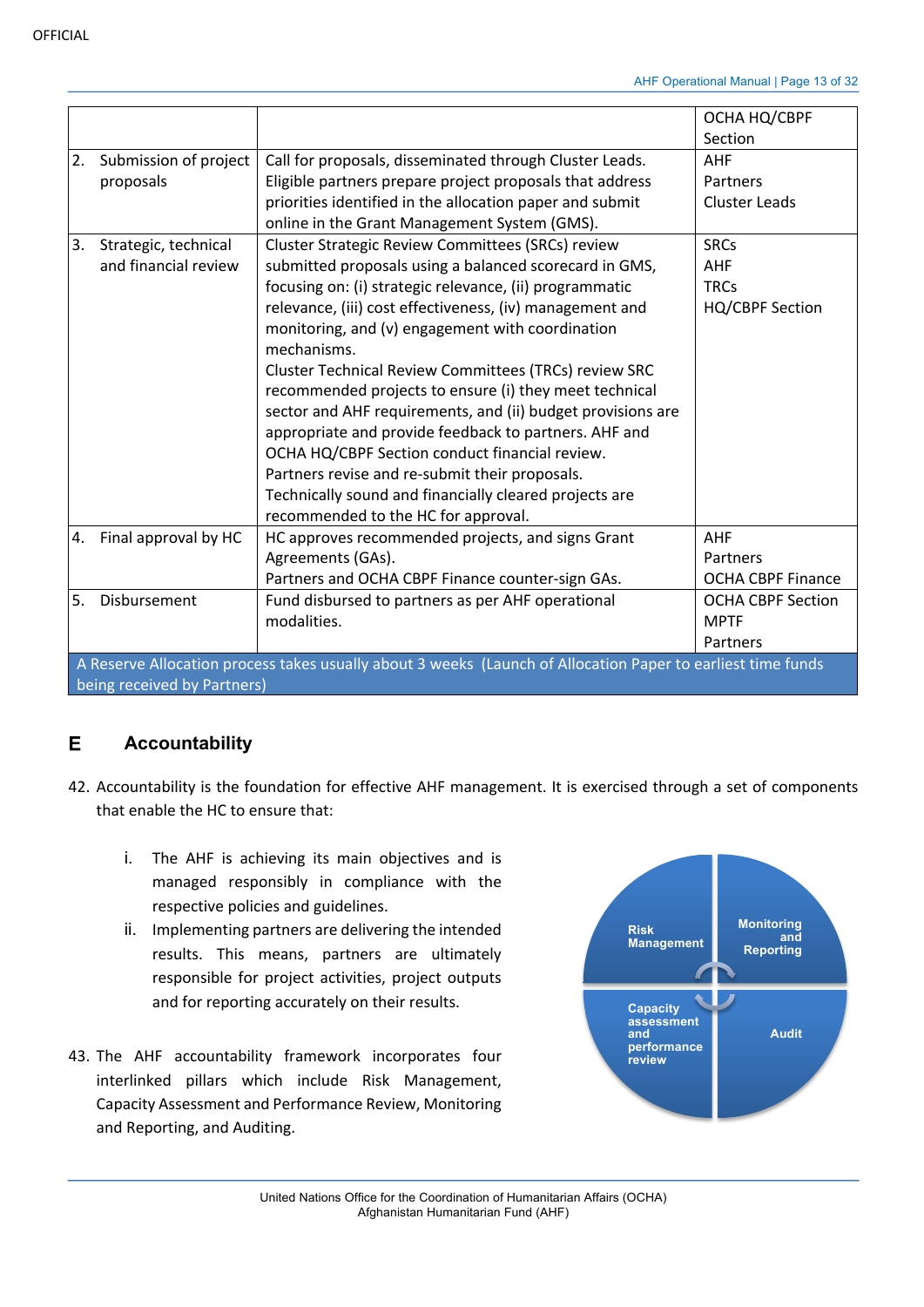| | | OCHA HQ/CBPF Section |
|---|---|---|
| 2. Submission of project proposals | Call for proposals, disseminated through Cluster Leads. Eligible partners prepare project proposals that address priorities identified in the allocation paper and submit online in the Grant Management System (GMS). | AHF<br>Partners<br>Cluster Leads |
| 3. Strategic, technical and financial review | Cluster Strategic Review Committees (SRCs) review submitted proposals using a balanced scorecard in GMS, focusing on: (i) strategic relevance, (ii) programmatic relevance, (iii) cost effectiveness, (iv) management and monitoring, and (v) engagement with coordination mechanisms.<br>Cluster Technical Review Committees (TRCs) review SRC recommended projects to ensure (i) they meet technical sector and AHF requirements, and (ii) budget provisions are appropriate and provide feedback to partners. AHF and OCHA HQ/CBPF Section conduct financial review.<br>Partners revise and re-submit their proposals.<br>Technically sound and financially cleared projects are recommended to the HC for approval. | SRCs<br>AHF<br>TRCs<br>HQ/CBPF Section |
| 4. Final approval by HC | HC approves recommended projects, and signs Grant Agreements (GAs).<br>Partners and OCHA CBPF Finance counter-sign GAs. | AHF<br>Partners<br>OCHA CBPF Finance |
| 5. Disbursement | Fund disbursed to partners as per AHF operational modalities. | OCHA CBPF Section<br>MPTF<br>Partners |
| A Reserve Allocation process takes usually about 3 weeks (Launch of Allocation Paper to earliest time funds being received by Partners) | | |

## E Accountability

42. Accountability is the foundation for effective AHF management. It is exercised through a set of components that enable the HC to ensure that:

    i. The AHF is achieving its main objectives and is managed responsibly in compliance with the respective policies and guidelines.
    ii. Implementing partners are delivering the intended results. This means, partners are ultimately responsible for project activities, project outputs and for reporting accurately on their results.

43. The AHF accountability framework incorporates four interlinked pillars which include Risk Management, Capacity Assessment and Performance Review, Monitoring and Reporting, and Auditing.

Risk Management | Monitoring and Reporting | Capacity assessment and performance review | Audit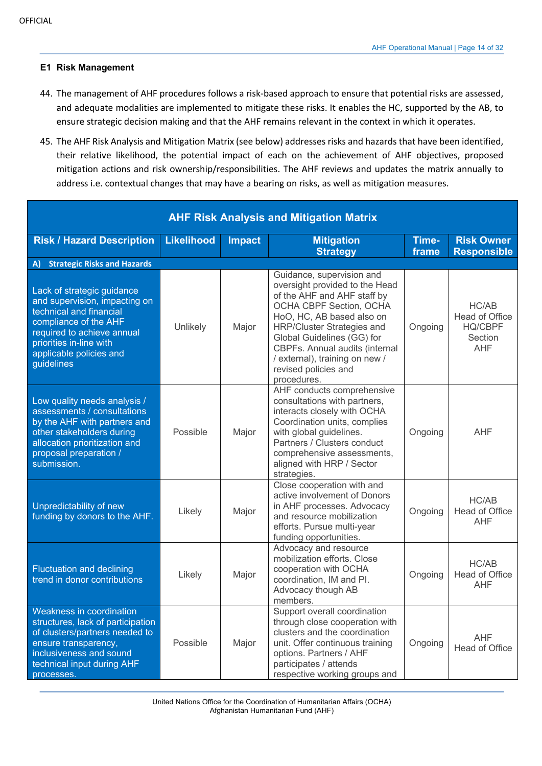OFFICIAL

### E1 Risk Management

44. The management of AHF procedures follows a risk-based approach to ensure that potential risks are assessed, and adequate modalities are implemented to mitigate these risks. It enables the HC, supported by the AB, to ensure strategic decision making and that the AHF remains relevant in the context in which it operates.

45. The AHF Risk Analysis and Mitigation Matrix (see below) addresses risks and hazards that have been identified, their relative likelihood, the potential impact of each on the achievement of AHF objectives, proposed mitigation actions and risk ownership/responsibilities. The AHF reviews and updates the matrix annually to address i.e. contextual changes that may have a bearing on risks, as well as mitigation measures.

**AHF Risk Analysis and Mitigation Matrix**

| Risk / Hazard Description | Likelihood | Impact | Mitigation Strategy | Time-frame | Risk Owner Responsible |
|---|---|---|---|---|---|
| **A) Strategic Risks and Hazards** | | | | | |
| Lack of strategic guidance and supervision, impacting on technical and financial compliance of the AHF required to achieve annual priorities in-line with applicable policies and guidelines | Unlikely | Major | Guidance, supervision and oversight provided to the Head of the AHF and AHF staff by OCHA CBPF Section, OCHA HoO, HC, AB based also on HRP/Cluster Strategies and Global Guidelines (GG) for CBPFs. Annual audits (internal / external), training on new / revised policies and procedures. | Ongoing | HC/AB Head of Office HQ/CBPF Section AHF |
| Low quality needs analysis / assessments / consultations by the AHF with partners and other stakeholders during allocation prioritization and proposal preparation / submission. | Possible | Major | AHF conducts comprehensive consultations with partners, interacts closely with OCHA Coordination units, complies with global guidelines. Partners / Clusters conduct comprehensive assessments, aligned with HRP / Sector strategies. | Ongoing | AHF |
| Unpredictability of new funding by donors to the AHF. | Likely | Major | Close cooperation with and active involvement of Donors in AHF processes. Advocacy and resource mobilization efforts. Pursue multi-year funding opportunities. | Ongoing | HC/AB Head of Office AHF |
| Fluctuation and declining trend in donor contributions | Likely | Major | Advocacy and resource mobilization efforts. Close cooperation with OCHA coordination, IM and PI. Advocacy though AB members. | Ongoing | HC/AB Head of Office AHF |
| Weakness in coordination structures, lack of participation of clusters/partners needed to ensure transparency, inclusiveness and sound technical input during AHF processes. | Possible | Major | Support overall coordination through close cooperation with clusters and the coordination unit. Offer continuous training options. Partners / AHF participates / attends respective working groups and | Ongoing | AHF Head of Office |

United Nations Office for the Coordination of Humanitarian Affairs (OCHA)
Afghanistan Humanitarian Fund (AHF)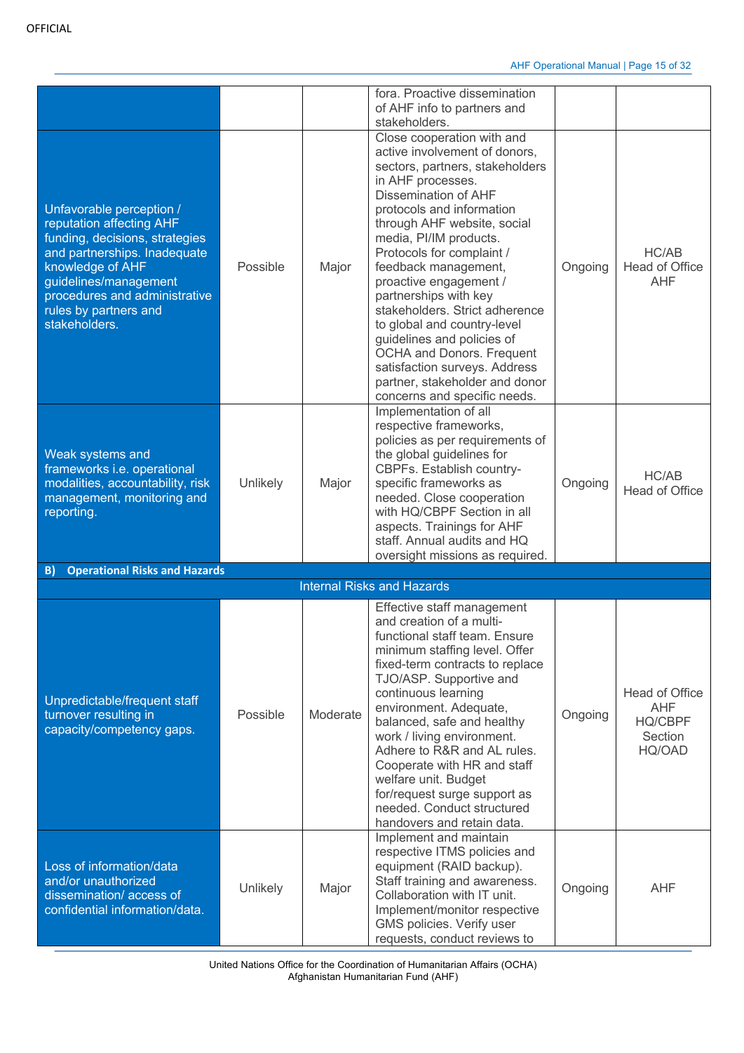| | | | | | |
|---|---|---|---|---|---|
| | | | fora. Proactive dissemination of AHF info to partners and stakeholders. | | |
| Unfavorable perception / reputation affecting AHF funding, decisions, strategies and partnerships. Inadequate knowledge of AHF guidelines/management procedures and administrative rules by partners and stakeholders. | Possible | Major | Close cooperation with and active involvement of donors, sectors, partners, stakeholders in AHF processes. Dissemination of AHF protocols and information through AHF website, social media, PI/IM products. Protocols for complaint / feedback management, proactive engagement / partnerships with key stakeholders. Strict adherence to global and country-level guidelines and policies of OCHA and Donors. Frequent satisfaction surveys. Address partner, stakeholder and donor concerns and specific needs. | Ongoing | HC/AB Head of Office AHF |
| Weak systems and frameworks i.e. operational modalities, accountability, risk management, monitoring and reporting. | Unlikely | Major | Implementation of all respective frameworks, policies as per requirements of the global guidelines for CBPFs. Establish country-specific frameworks as needed. Close cooperation with HQ/CBPF Section in all aspects. Trainings for AHF staff. Annual audits and HQ oversight missions as required. | Ongoing | HC/AB Head of Office |
| **B) Operational Risks and Hazards** | | | | | |
| Internal Risks and Hazards | | | | | |
| Unpredictable/frequent staff turnover resulting in capacity/competency gaps. | Possible | Moderate | Effective staff management and creation of a multi-functional staff team. Ensure minimum staffing level. Offer fixed-term contracts to replace TJO/ASP. Supportive and continuous learning environment. Adequate, balanced, safe and healthy work / living environment. Adhere to R&R and AL rules. Cooperate with HR and staff welfare unit. Budget for/request surge support as needed. Conduct structured handovers and retain data. | Ongoing | Head of Office AHF HQ/CBPF Section HQ/OAD |
| Loss of information/data and/or unauthorized dissemination/ access of confidential information/data. | Unlikely | Major | Implement and maintain respective ITMS policies and equipment (RAID backup). Staff training and awareness. Collaboration with IT unit. Implement/monitor respective GMS policies. Verify user requests, conduct reviews to | Ongoing | AHF |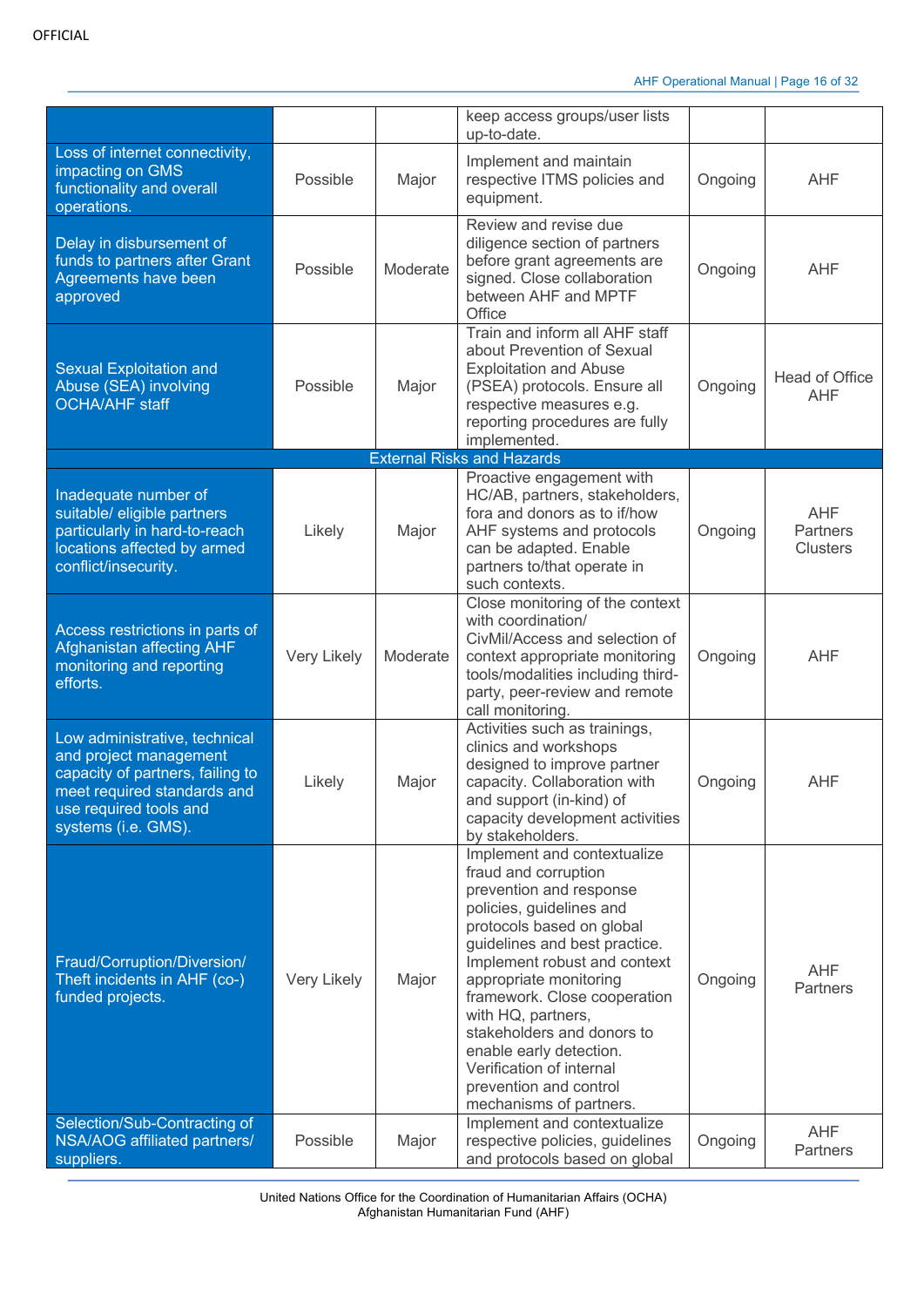| | | | | | |
|---|---|---|---|---|---|
| | | | keep access groups/user lists up-to-date. | | |
| Loss of internet connectivity, impacting on GMS functionality and overall operations. | Possible | Major | Implement and maintain respective ITMS policies and equipment. | Ongoing | AHF |
| Delay in disbursement of funds to partners after Grant Agreements have been approved | Possible | Moderate | Review and revise due diligence section of partners before grant agreements are signed. Close collaboration between AHF and MPTF Office | Ongoing | AHF |
| Sexual Exploitation and Abuse (SEA) involving OCHA/AHF staff | Possible | Major | Train and inform all AHF staff about Prevention of Sexual Exploitation and Abuse (PSEA) protocols. Ensure all respective measures e.g. reporting procedures are fully implemented. | Ongoing | Head of Office AHF |
| **External Risks and Hazards** | | | | | |
| Inadequate number of suitable/ eligible partners particularly in hard-to-reach locations affected by armed conflict/insecurity. | Likely | Major | Proactive engagement with HC/AB, partners, stakeholders, fora and donors as to if/how AHF systems and protocols can be adapted. Enable partners to/that operate in such contexts. | Ongoing | AHF Partners Clusters |
| Access restrictions in parts of Afghanistan affecting AHF monitoring and reporting efforts. | Very Likely | Moderate | Close monitoring of the context with coordination/ CivMil/Access and selection of context appropriate monitoring tools/modalities including third-party, peer-review and remote call monitoring. | Ongoing | AHF |
| Low administrative, technical and project management capacity of partners, failing to meet required standards and use required tools and systems (i.e. GMS). | Likely | Major | Activities such as trainings, clinics and workshops designed to improve partner capacity. Collaboration with and support (in-kind) of capacity development activities by stakeholders. | Ongoing | AHF |
| Fraud/Corruption/Diversion/ Theft incidents in AHF (co-) funded projects. | Very Likely | Major | Implement and contextualize fraud and corruption prevention and response policies, guidelines and protocols based on global guidelines and best practice. Implement robust and context appropriate monitoring framework. Close cooperation with HQ, partners, stakeholders and donors to enable early detection. Verification of internal prevention and control mechanisms of partners. | Ongoing | AHF Partners |
| Selection/Sub-Contracting of NSA/AOG affiliated partners/ suppliers. | Possible | Major | Implement and contextualize respective policies, guidelines and protocols based on global | Ongoing | AHF Partners |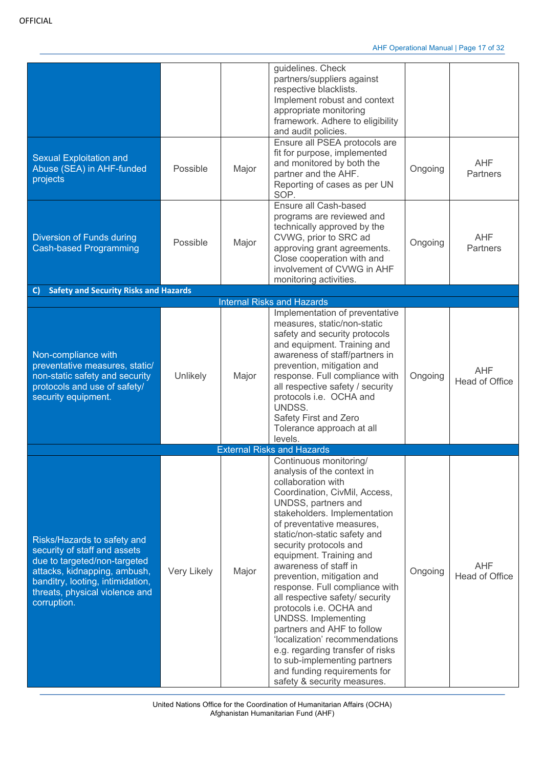OFFICIAL

| | | | | | |
|---|---|---|---|---|---|
| | | | guidelines. Check partners/suppliers against respective blacklists. Implement robust and context appropriate monitoring framework. Adhere to eligibility and audit policies. | | |
| Sexual Exploitation and Abuse (SEA) in AHF-funded projects | Possible | Major | Ensure all PSEA protocols are fit for purpose, implemented and monitored by both the partner and the AHF. Reporting of cases as per UN SOP. | Ongoing | AHF Partners |
| Diversion of Funds during Cash-based Programming | Possible | Major | Ensure all Cash-based programs are reviewed and technically approved by the CVWG, prior to SRC ad approving grant agreements. Close cooperation with and involvement of CVWG in AHF monitoring activities. | Ongoing | AHF Partners |
| **C) Safety and Security Risks and Hazards** | | | | | |
| | | | Internal Risks and Hazards | | |
| Non-compliance with preventative measures, static/ non-static safety and security protocols and use of safety/ security equipment. | Unlikely | Major | Implementation of preventative measures, static/non-static safety and security protocols and equipment. Training and awareness of staff/partners in prevention, mitigation and response. Full compliance with all respective safety / security protocols i.e. OCHA and UNDSS. Safety First and Zero Tolerance approach at all levels. | Ongoing | AHF Head of Office |
| | | | External Risks and Hazards | | |
| Risks/Hazards to safety and security of staff and assets due to targeted/non-targeted attacks, kidnapping, ambush, banditry, looting, intimidation, threats, physical violence and corruption. | Very Likely | Major | Continuous monitoring/ analysis of the context in collaboration with Coordination, CivMil, Access, UNDSS, partners and stakeholders. Implementation of preventative measures, static/non-static safety and security protocols and equipment. Training and awareness of staff in prevention, mitigation and response. Full compliance with all respective safety/ security protocols i.e. OCHA and UNDSS. Implementing partners and AHF to follow 'localization' recommendations e.g. regarding transfer of risks to sub-implementing partners and funding requirements for safety & security measures. | Ongoing | AHF Head of Office |

United Nations Office for the Coordination of Humanitarian Affairs (OCHA)
Afghanistan Humanitarian Fund (AHF)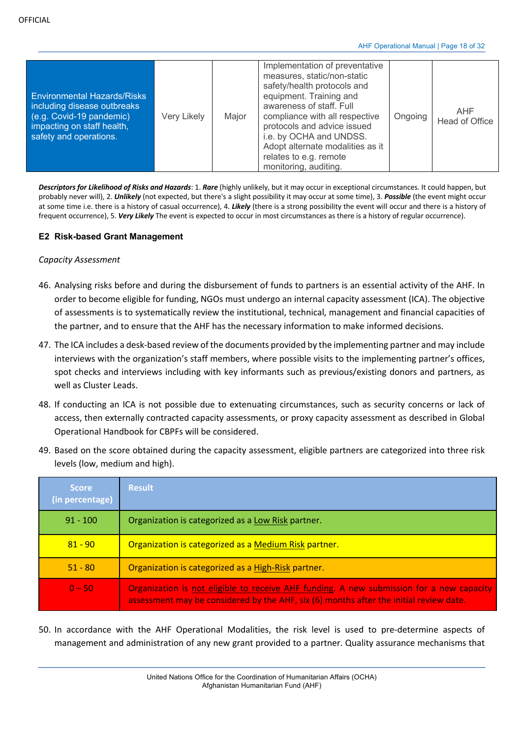OFFICIAL

| Environmental Hazards/Risks including disease outbreaks (e.g. Covid-19 pandemic) impacting on staff health, safety and operations. | Very Likely | Major | Implementation of preventative measures, static/non-static safety/health protocols and equipment. Training and awareness of staff. Full compliance with all respective protocols and advice issued i.e. by OCHA and UNDSS. Adopt alternate modalities as it relates to e.g. remote monitoring, auditing. | Ongoing | AHF Head of Office |
|---|---|---|---|---|---|

***Descriptors for Likelihood of Risks and Hazards***: 1. ***Rare*** (highly unlikely, but it may occur in exceptional circumstances. It could happen, but probably never will), 2. ***Unlikely*** (not expected, but there's a slight possibility it may occur at some time), 3. ***Possible*** (the event might occur at some time i.e. there is a history of casual occurrence), 4. ***Likely*** (there is a strong possibility the event will occur and there is a history of frequent occurrence), 5. ***Very Likely*** The event is expected to occur in most circumstances as there is a history of regular occurrence).

### E2 Risk-based Grant Management

*Capacity Assessment*

46. Analysing risks before and during the disbursement of funds to partners is an essential activity of the AHF. In order to become eligible for funding, NGOs must undergo an internal capacity assessment (ICA). The objective of assessments is to systematically review the institutional, technical, management and financial capacities of the partner, and to ensure that the AHF has the necessary information to make informed decisions.

47. The ICA includes a desk-based review of the documents provided by the implementing partner and may include interviews with the organization's staff members, where possible visits to the implementing partner's offices, spot checks and interviews including with key informants such as previous/existing donors and partners, as well as Cluster Leads.

48. If conducting an ICA is not possible due to extenuating circumstances, such as security concerns or lack of access, then externally contracted capacity assessments, or proxy capacity assessment as described in Global Operational Handbook for CBPFs will be considered.

49. Based on the score obtained during the capacity assessment, eligible partners are categorized into three risk levels (low, medium and high).

| Score (in percentage) | Result |
|---|---|
| 91 - 100 | Organization is categorized as a Low Risk partner. |
| 81 - 90 | Organization is categorized as a Medium Risk partner. |
| 51 - 80 | Organization is categorized as a High-Risk partner. |
| 0 – 50 | Organization is not eligible to receive AHF funding. A new submission for a new capacity assessment may be considered by the AHF, six (6) months after the initial review date. |

50. In accordance with the AHF Operational Modalities, the risk level is used to pre-determine aspects of management and administration of any new grant provided to a partner. Quality assurance mechanisms that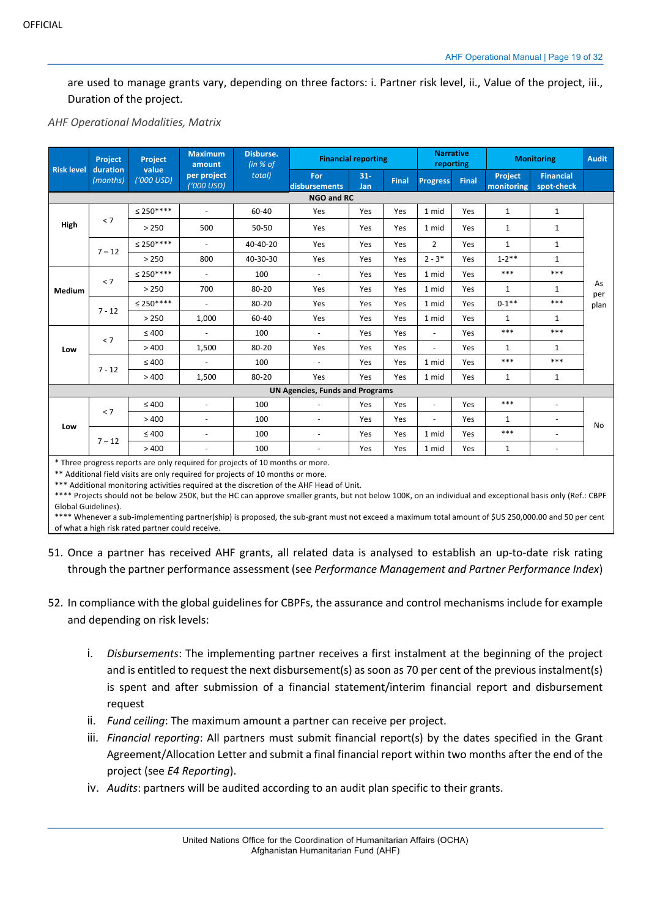are used to manage grants vary, depending on three factors: i. Partner risk level, ii., Value of the project, iii., Duration of the project.

*AHF Operational Modalities, Matrix*

| Risk level | Project duration *(months)* | Project value *('000 USD)* | Maximum amount per project *('000 USD)* | Disburse. *(in % of total)* | Financial reporting | | | Narrative reporting | | Monitoring | | Audit |
|---|---|---|---|---|---|---|---|---|---|---|---|---|
| | | | | | For disbursements | 31-Jan | Final | Progress | Final | Project monitoring | Financial spot-check | |
| **NGO and RC** | | | | | | | | | | | | |
| **High** | < 7 | ≤ 250**** | - | 60-40 | Yes | Yes | Yes | 1 mid | Yes | 1 | 1 | As per plan |
| | | > 250 | 500 | 50-50 | Yes | Yes | Yes | 1 mid | Yes | 1 | 1 | |
| | 7 – 12 | ≤ 250**** | - | 40-40-20 | Yes | Yes | Yes | 2 | Yes | 1 | 1 | |
| | | > 250 | 800 | 40-30-30 | Yes | Yes | Yes | 2 - 3* | Yes | 1-2** | 1 | |
| **Medium** | < 7 | ≤ 250**** | - | 100 | - | Yes | Yes | 1 mid | Yes | *** | *** | |
| | | > 250 | 700 | 80-20 | Yes | Yes | Yes | 1 mid | Yes | 1 | 1 | |
| | 7 - 12 | ≤ 250**** | - | 80-20 | Yes | Yes | Yes | 1 mid | Yes | 0-1** | *** | |
| | | > 250 | 1,000 | 60-40 | Yes | Yes | Yes | 1 mid | Yes | 1 | 1 | |
| **Low** | < 7 | ≤ 400 | - | 100 | - | Yes | Yes | - | Yes | *** | *** | |
| | | > 400 | 1,500 | 80-20 | Yes | Yes | Yes | - | Yes | 1 | 1 | |
| | 7 - 12 | ≤ 400 | - | 100 | - | Yes | Yes | 1 mid | Yes | *** | *** | |
| | | > 400 | 1,500 | 80-20 | Yes | Yes | Yes | 1 mid | Yes | 1 | 1 | |
| **UN Agencies, Funds and Programs** | | | | | | | | | | | | |
| **Low** | < 7 | ≤ 400 | - | 100 | - | Yes | Yes | - | Yes | *** | - | No |
| | | > 400 | - | 100 | - | Yes | Yes | - | Yes | 1 | - | |
| | 7 – 12 | ≤ 400 | - | 100 | - | Yes | Yes | 1 mid | Yes | *** | - | |
| | | > 400 | - | 100 | - | Yes | Yes | 1 mid | Yes | 1 | - | |

\* Three progress reports are only required for projects of 10 months or more.
** Additional field visits are only required for projects of 10 months or more.
*** Additional monitoring activities required at the discretion of the AHF Head of Unit.
**** Projects should not be below 250K, but the HC can approve smaller grants, but not below 100K, on an individual and exceptional basis only (Ref.: CBPF Global Guidelines).
**** Whenever a sub-implementing partner(ship) is proposed, the sub-grant must not exceed a maximum total amount of $US 250,000.00 and 50 per cent of what a high risk rated partner could receive.

51. Once a partner has received AHF grants, all related data is analysed to establish an up-to-date risk rating through the partner performance assessment (see *Performance Management and Partner Performance Index*)

52. In compliance with the global guidelines for CBPFs, the assurance and control mechanisms include for example and depending on risk levels:

    i. *Disbursements*: The implementing partner receives a first instalment at the beginning of the project and is entitled to request the next disbursement(s) as soon as 70 per cent of the previous instalment(s) is spent and after submission of a financial statement/interim financial report and disbursement request
    ii. *Fund ceiling*: The maximum amount a partner can receive per project.
    iii. *Financial reporting*: All partners must submit financial report(s) by the dates specified in the Grant Agreement/Allocation Letter and submit a final financial report within two months after the end of the project (see *E4 Reporting*).
    iv. *Audits*: partners will be audited according to an audit plan specific to their grants.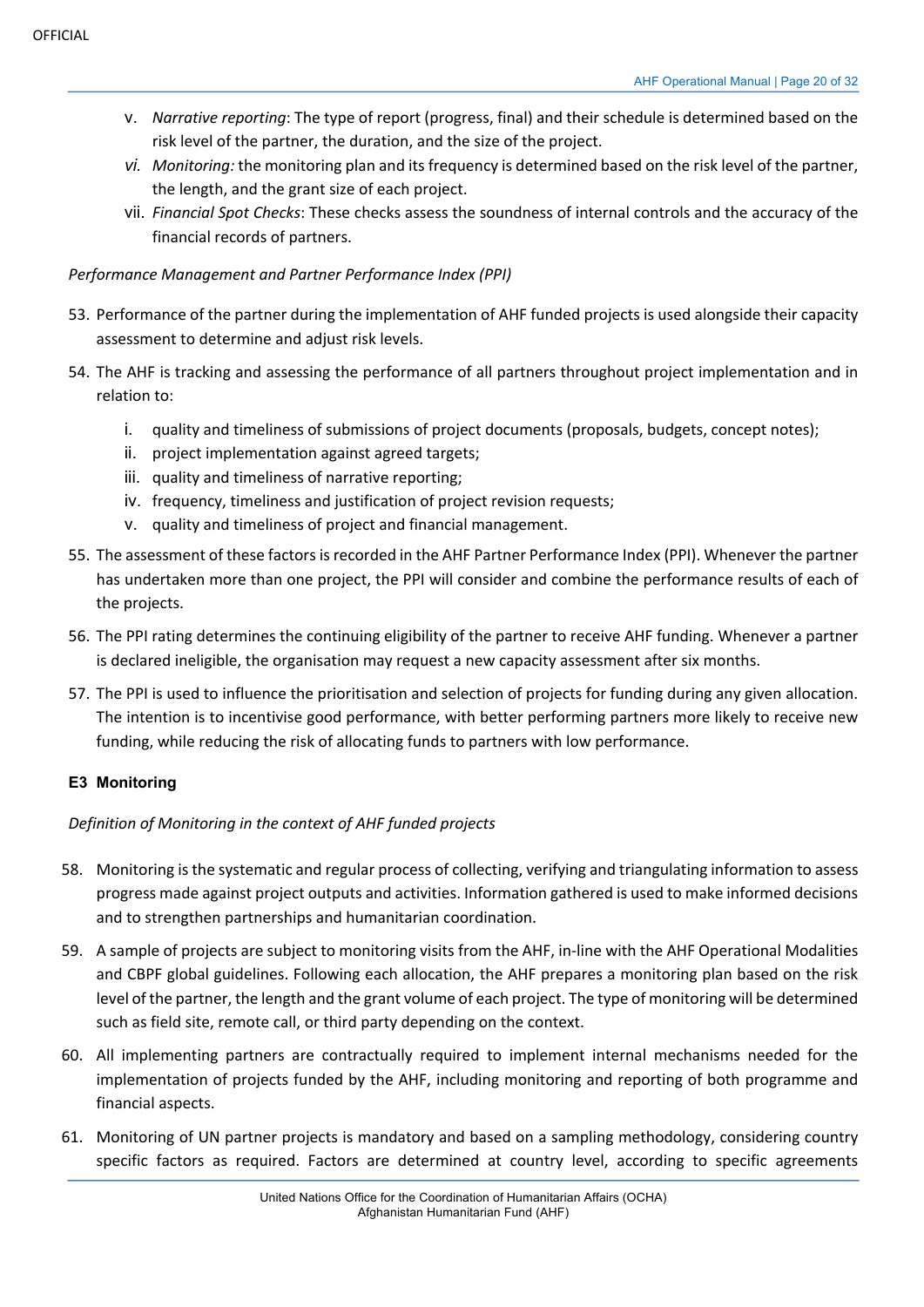v. *Narrative reporting*: The type of report (progress, final) and their schedule is determined based on the risk level of the partner, the duration, and the size of the project.

*vi. Monitoring:* the monitoring plan and its frequency is determined based on the risk level of the partner, the length, and the grant size of each project.

vii. *Financial Spot Checks*: These checks assess the soundness of internal controls and the accuracy of the financial records of partners.

*Performance Management and Partner Performance Index (PPI)*

53. Performance of the partner during the implementation of AHF funded projects is used alongside their capacity assessment to determine and adjust risk levels.

54. The AHF is tracking and assessing the performance of all partners throughout project implementation and in relation to:

    i. quality and timeliness of submissions of project documents (proposals, budgets, concept notes);
    ii. project implementation against agreed targets;
    iii. quality and timeliness of narrative reporting;
    iv. frequency, timeliness and justification of project revision requests;
    v. quality and timeliness of project and financial management.

55. The assessment of these factors is recorded in the AHF Partner Performance Index (PPI). Whenever the partner has undertaken more than one project, the PPI will consider and combine the performance results of each of the projects.

56. The PPI rating determines the continuing eligibility of the partner to receive AHF funding. Whenever a partner is declared ineligible, the organisation may request a new capacity assessment after six months.

57. The PPI is used to influence the prioritisation and selection of projects for funding during any given allocation. The intention is to incentivise good performance, with better performing partners more likely to receive new funding, while reducing the risk of allocating funds to partners with low performance.

### E3 Monitoring

*Definition of Monitoring in the context of AHF funded projects*

58. Monitoring is the systematic and regular process of collecting, verifying and triangulating information to assess progress made against project outputs and activities. Information gathered is used to make informed decisions and to strengthen partnerships and humanitarian coordination.

59. A sample of projects are subject to monitoring visits from the AHF, in-line with the AHF Operational Modalities and CBPF global guidelines. Following each allocation, the AHF prepares a monitoring plan based on the risk level of the partner, the length and the grant volume of each project. The type of monitoring will be determined such as field site, remote call, or third party depending on the context.

60. All implementing partners are contractually required to implement internal mechanisms needed for the implementation of projects funded by the AHF, including monitoring and reporting of both programme and financial aspects.

61. Monitoring of UN partner projects is mandatory and based on a sampling methodology, considering country specific factors as required. Factors are determined at country level, according to specific agreements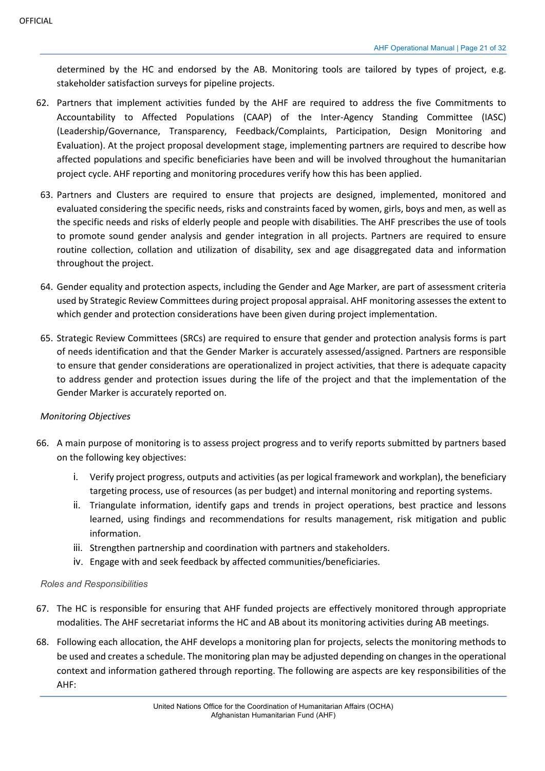determined by the HC and endorsed by the AB. Monitoring tools are tailored by types of project, e.g. stakeholder satisfaction surveys for pipeline projects.

62. Partners that implement activities funded by the AHF are required to address the five Commitments to Accountability to Affected Populations (CAAP) of the Inter-Agency Standing Committee (IASC) (Leadership/Governance, Transparency, Feedback/Complaints, Participation, Design Monitoring and Evaluation). At the project proposal development stage, implementing partners are required to describe how affected populations and specific beneficiaries have been and will be involved throughout the humanitarian project cycle. AHF reporting and monitoring procedures verify how this has been applied.

63. Partners and Clusters are required to ensure that projects are designed, implemented, monitored and evaluated considering the specific needs, risks and constraints faced by women, girls, boys and men, as well as the specific needs and risks of elderly people and people with disabilities. The AHF prescribes the use of tools to promote sound gender analysis and gender integration in all projects. Partners are required to ensure routine collection, collation and utilization of disability, sex and age disaggregated data and information throughout the project.

64. Gender equality and protection aspects, including the Gender and Age Marker, are part of assessment criteria used by Strategic Review Committees during project proposal appraisal. AHF monitoring assesses the extent to which gender and protection considerations have been given during project implementation.

65. Strategic Review Committees (SRCs) are required to ensure that gender and protection analysis forms is part of needs identification and that the Gender Marker is accurately assessed/assigned. Partners are responsible to ensure that gender considerations are operationalized in project activities, that there is adequate capacity to address gender and protection issues during the life of the project and that the implementation of the Gender Marker is accurately reported on.

*Monitoring Objectives*

66. A main purpose of monitoring is to assess project progress and to verify reports submitted by partners based on the following key objectives:

    i. Verify project progress, outputs and activities (as per logical framework and workplan), the beneficiary targeting process, use of resources (as per budget) and internal monitoring and reporting systems.
    ii. Triangulate information, identify gaps and trends in project operations, best practice and lessons learned, using findings and recommendations for results management, risk mitigation and public information.
    iii. Strengthen partnership and coordination with partners and stakeholders.
    iv. Engage with and seek feedback by affected communities/beneficiaries.

*Roles and Responsibilities*

67. The HC is responsible for ensuring that AHF funded projects are effectively monitored through appropriate modalities. The AHF secretariat informs the HC and AB about its monitoring activities during AB meetings.

68. Following each allocation, the AHF develops a monitoring plan for projects, selects the monitoring methods to be used and creates a schedule. The monitoring plan may be adjusted depending on changes in the operational context and information gathered through reporting. The following are aspects are key responsibilities of the AHF: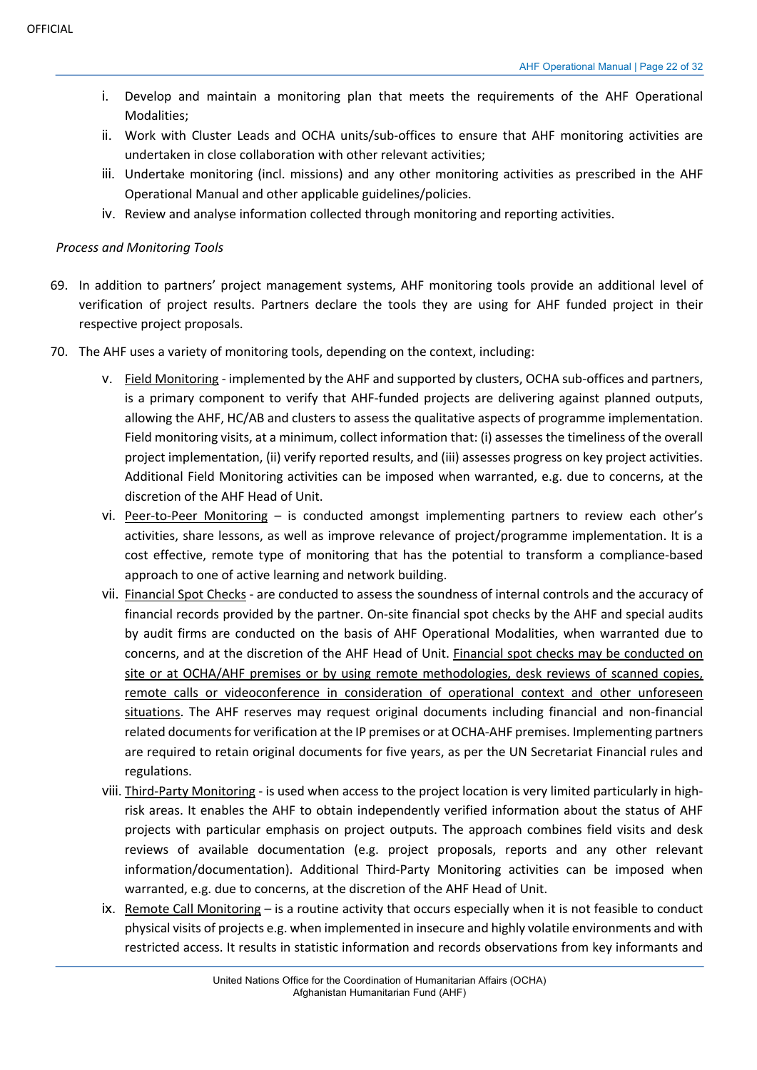i. Develop and maintain a monitoring plan that meets the requirements of the AHF Operational Modalities;
ii. Work with Cluster Leads and OCHA units/sub-offices to ensure that AHF monitoring activities are undertaken in close collaboration with other relevant activities;
iii. Undertake monitoring (incl. missions) and any other monitoring activities as prescribed in the AHF Operational Manual and other applicable guidelines/policies.
iv. Review and analyse information collected through monitoring and reporting activities.

*Process and Monitoring Tools*

69. In addition to partners' project management systems, AHF monitoring tools provide an additional level of verification of project results. Partners declare the tools they are using for AHF funded project in their respective project proposals.

70. The AHF uses a variety of monitoring tools, depending on the context, including:

   v. <u>Field Monitoring</u> - implemented by the AHF and supported by clusters, OCHA sub-offices and partners, is a primary component to verify that AHF-funded projects are delivering against planned outputs, allowing the AHF, HC/AB and clusters to assess the qualitative aspects of programme implementation. Field monitoring visits, at a minimum, collect information that: (i) assesses the timeliness of the overall project implementation, (ii) verify reported results, and (iii) assesses progress on key project activities. Additional Field Monitoring activities can be imposed when warranted, e.g. due to concerns, at the discretion of the AHF Head of Unit.

   vi. <u>Peer-to-Peer Monitoring</u> – is conducted amongst implementing partners to review each other's activities, share lessons, as well as improve relevance of project/programme implementation. It is a cost effective, remote type of monitoring that has the potential to transform a compliance-based approach to one of active learning and network building.

   vii. <u>Financial Spot Checks</u> - are conducted to assess the soundness of internal controls and the accuracy of financial records provided by the partner. On-site financial spot checks by the AHF and special audits by audit firms are conducted on the basis of AHF Operational Modalities, when warranted due to concerns, and at the discretion of the AHF Head of Unit. <u>Financial spot checks may be conducted on site or at OCHA/AHF premises or by using remote methodologies, desk reviews of scanned copies, remote calls or videoconference in consideration of operational context and other unforeseen situations</u>. The AHF reserves may request original documents including financial and non-financial related documents for verification at the IP premises or at OCHA-AHF premises. Implementing partners are required to retain original documents for five years, as per the UN Secretariat Financial rules and regulations.

   viii. <u>Third-Party Monitoring</u> - is used when access to the project location is very limited particularly in high-risk areas. It enables the AHF to obtain independently verified information about the status of AHF projects with particular emphasis on project outputs. The approach combines field visits and desk reviews of available documentation (e.g. project proposals, reports and any other relevant information/documentation). Additional Third-Party Monitoring activities can be imposed when warranted, e.g. due to concerns, at the discretion of the AHF Head of Unit.

   ix. <u>Remote Call Monitoring</u> – is a routine activity that occurs especially when it is not feasible to conduct physical visits of projects e.g. when implemented in insecure and highly volatile environments and with restricted access. It results in statistic information and records observations from key informants and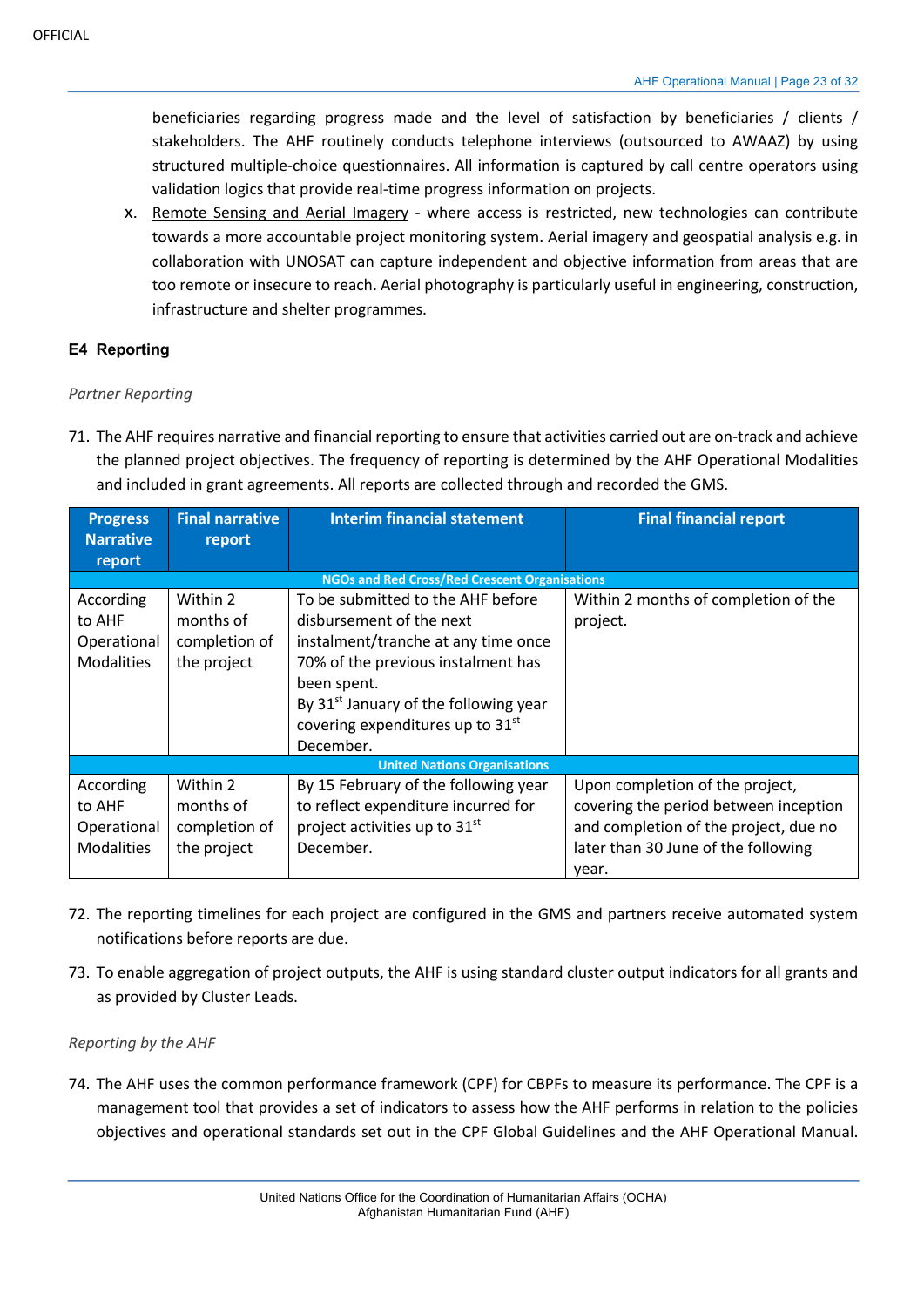beneficiaries regarding progress made and the level of satisfaction by beneficiaries / clients / stakeholders. The AHF routinely conducts telephone interviews (outsourced to AWAAZ) by using structured multiple-choice questionnaires. All information is captured by call centre operators using validation logics that provide real-time progress information on projects.

x. Remote Sensing and Aerial Imagery - where access is restricted, new technologies can contribute towards a more accountable project monitoring system. Aerial imagery and geospatial analysis e.g. in collaboration with UNOSAT can capture independent and objective information from areas that are too remote or insecure to reach. Aerial photography is particularly useful in engineering, construction, infrastructure and shelter programmes.

### E4 Reporting

*Partner Reporting*

71. The AHF requires narrative and financial reporting to ensure that activities carried out are on-track and achieve the planned project objectives. The frequency of reporting is determined by the AHF Operational Modalities and included in grant agreements. All reports are collected through and recorded the GMS.

| Progress Narrative report | Final narrative report | Interim financial statement | Final financial report |
|---|---|---|---|
| **NGOs and Red Cross/Red Crescent Organisations** | | | |
| According to AHF Operational Modalities | Within 2 months of completion of the project | To be submitted to the AHF before disbursement of the next instalment/tranche at any time once 70% of the previous instalment has been spent.<br>By 31st January of the following year covering expenditures up to 31st December. | Within 2 months of completion of the project. |
| **United Nations Organisations** | | | |
| According to AHF Operational Modalities | Within 2 months of completion of the project | By 15 February of the following year to reflect expenditure incurred for project activities up to 31st December. | Upon completion of the project, covering the period between inception and completion of the project, due no later than 30 June of the following year. |

72. The reporting timelines for each project are configured in the GMS and partners receive automated system notifications before reports are due.

73. To enable aggregation of project outputs, the AHF is using standard cluster output indicators for all grants and as provided by Cluster Leads.

*Reporting by the AHF*

74. The AHF uses the common performance framework (CPF) for CBPFs to measure its performance. The CPF is a management tool that provides a set of indicators to assess how the AHF performs in relation to the policies objectives and operational standards set out in the CPF Global Guidelines and the AHF Operational Manual.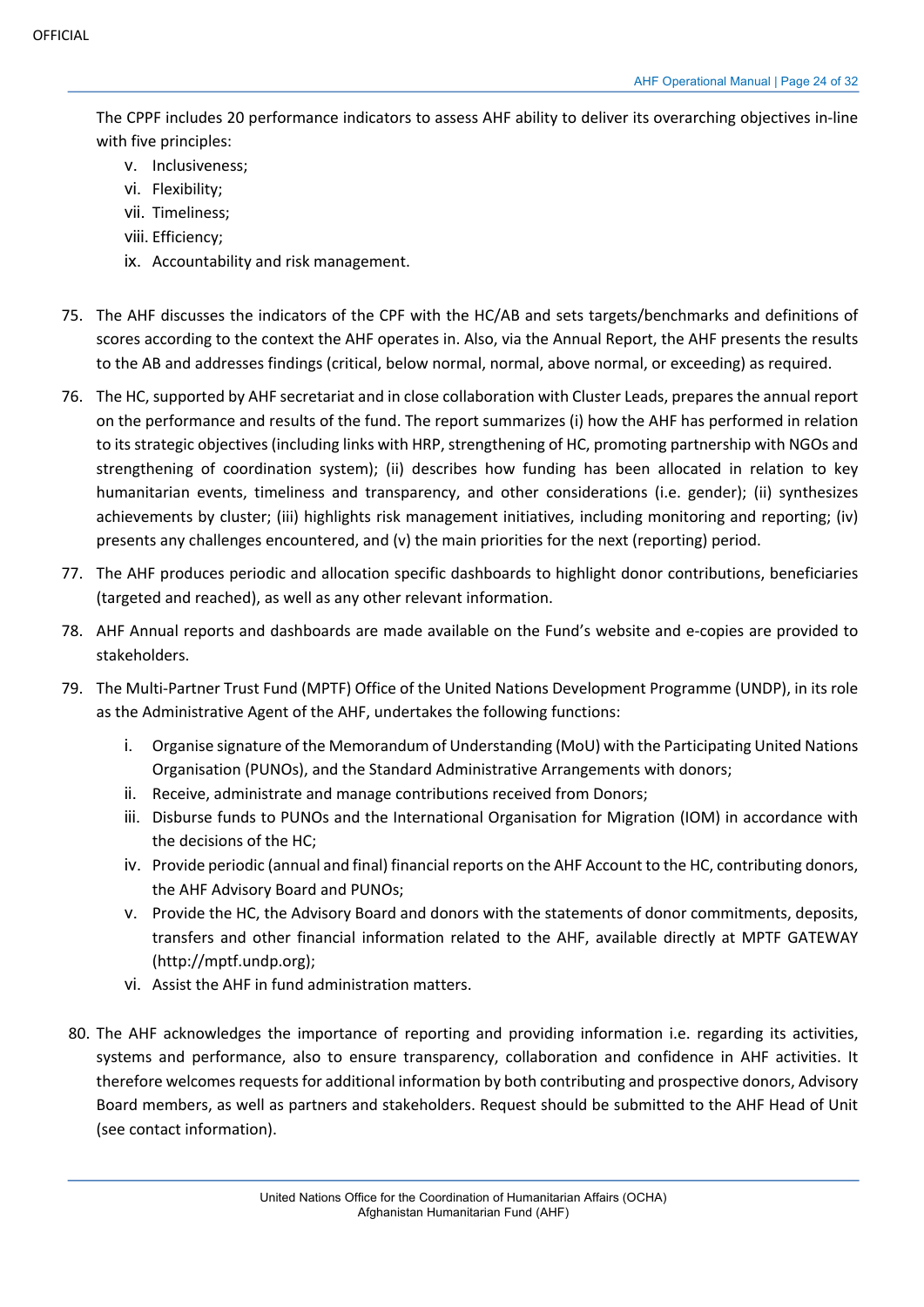The CPPF includes 20 performance indicators to assess AHF ability to deliver its overarching objectives in-line with five principles:

- v. Inclusiveness;
- vi. Flexibility;
- vii. Timeliness;
- viii. Efficiency;
- ix. Accountability and risk management.

75. The AHF discusses the indicators of the CPF with the HC/AB and sets targets/benchmarks and definitions of scores according to the context the AHF operates in. Also, via the Annual Report, the AHF presents the results to the AB and addresses findings (critical, below normal, normal, above normal, or exceeding) as required.

76. The HC, supported by AHF secretariat and in close collaboration with Cluster Leads, prepares the annual report on the performance and results of the fund. The report summarizes (i) how the AHF has performed in relation to its strategic objectives (including links with HRP, strengthening of HC, promoting partnership with NGOs and strengthening of coordination system); (ii) describes how funding has been allocated in relation to key humanitarian events, timeliness and transparency, and other considerations (i.e. gender); (ii) synthesizes achievements by cluster; (iii) highlights risk management initiatives, including monitoring and reporting; (iv) presents any challenges encountered, and (v) the main priorities for the next (reporting) period.

77. The AHF produces periodic and allocation specific dashboards to highlight donor contributions, beneficiaries (targeted and reached), as well as any other relevant information.

78. AHF Annual reports and dashboards are made available on the Fund's website and e-copies are provided to stakeholders.

79. The Multi-Partner Trust Fund (MPTF) Office of the United Nations Development Programme (UNDP), in its role as the Administrative Agent of the AHF, undertakes the following functions:

    - i. Organise signature of the Memorandum of Understanding (MoU) with the Participating United Nations Organisation (PUNOs), and the Standard Administrative Arrangements with donors;
    - ii. Receive, administrate and manage contributions received from Donors;
    - iii. Disburse funds to PUNOs and the International Organisation for Migration (IOM) in accordance with the decisions of the HC;
    - iv. Provide periodic (annual and final) financial reports on the AHF Account to the HC, contributing donors, the AHF Advisory Board and PUNOs;
    - v. Provide the HC, the Advisory Board and donors with the statements of donor commitments, deposits, transfers and other financial information related to the AHF, available directly at MPTF GATEWAY (http://mptf.undp.org);
    - vi. Assist the AHF in fund administration matters.

80. The AHF acknowledges the importance of reporting and providing information i.e. regarding its activities, systems and performance, also to ensure transparency, collaboration and confidence in AHF activities. It therefore welcomes requests for additional information by both contributing and prospective donors, Advisory Board members, as well as partners and stakeholders. Request should be submitted to the AHF Head of Unit (see contact information).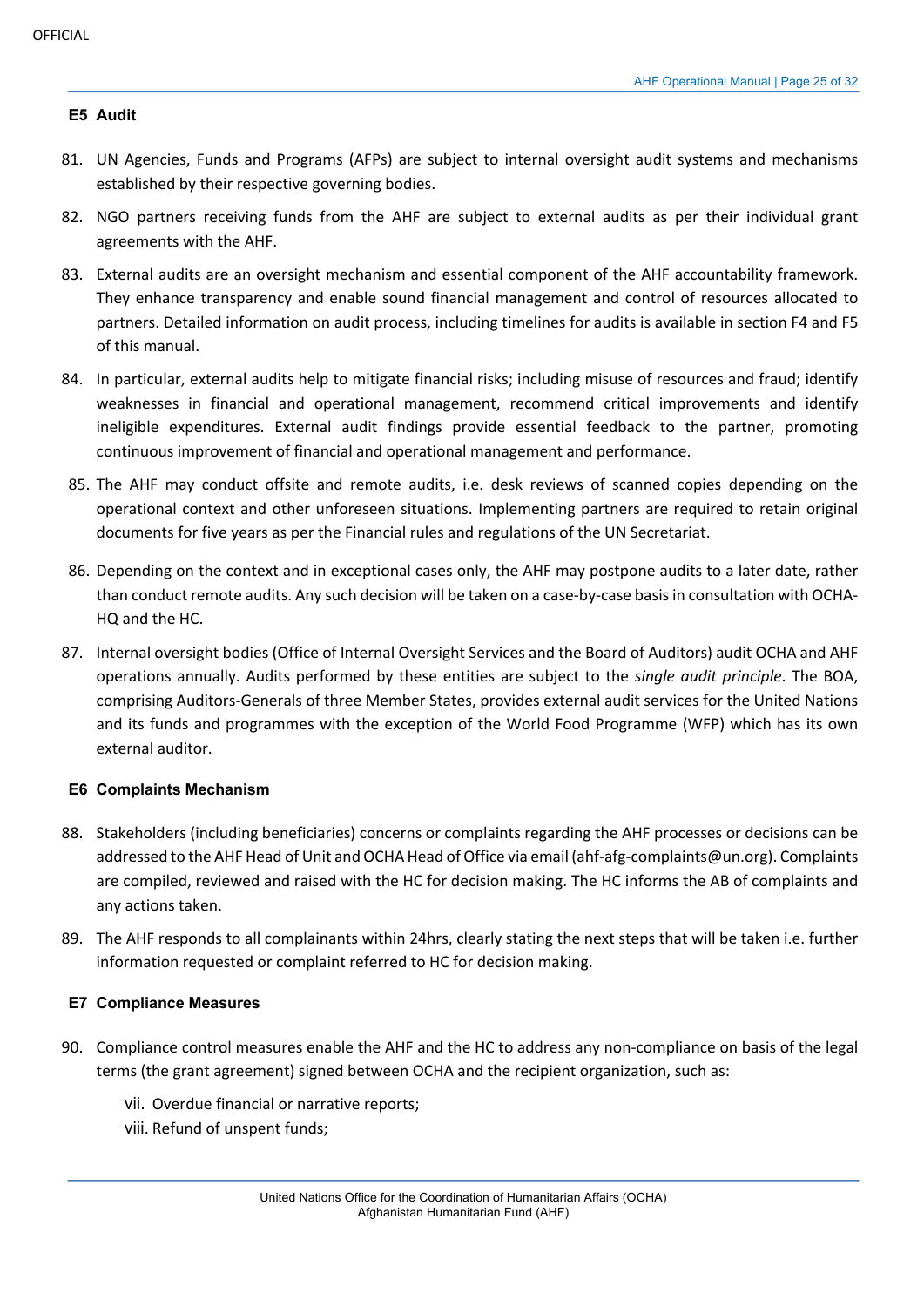### E5 Audit

81. UN Agencies, Funds and Programs (AFPs) are subject to internal oversight audit systems and mechanisms established by their respective governing bodies.
82. NGO partners receiving funds from the AHF are subject to external audits as per their individual grant agreements with the AHF.
83. External audits are an oversight mechanism and essential component of the AHF accountability framework. They enhance transparency and enable sound financial management and control of resources allocated to partners. Detailed information on audit process, including timelines for audits is available in section F4 and F5 of this manual.
84. In particular, external audits help to mitigate financial risks; including misuse of resources and fraud; identify weaknesses in financial and operational management, recommend critical improvements and identify ineligible expenditures. External audit findings provide essential feedback to the partner, promoting continuous improvement of financial and operational management and performance.
85. The AHF may conduct offsite and remote audits, i.e. desk reviews of scanned copies depending on the operational context and other unforeseen situations. Implementing partners are required to retain original documents for five years as per the Financial rules and regulations of the UN Secretariat.
86. Depending on the context and in exceptional cases only, the AHF may postpone audits to a later date, rather than conduct remote audits. Any such decision will be taken on a case-by-case basis in consultation with OCHA-HQ and the HC.
87. Internal oversight bodies (Office of Internal Oversight Services and the Board of Auditors) audit OCHA and AHF operations annually. Audits performed by these entities are subject to the *single audit principle*. The BOA, comprising Auditors-Generals of three Member States, provides external audit services for the United Nations and its funds and programmes with the exception of the World Food Programme (WFP) which has its own external auditor.

### E6 Complaints Mechanism

88. Stakeholders (including beneficiaries) concerns or complaints regarding the AHF processes or decisions can be addressed to the AHF Head of Unit and OCHA Head of Office via email (ahf-afg-complaints@un.org). Complaints are compiled, reviewed and raised with the HC for decision making. The HC informs the AB of complaints and any actions taken.
89. The AHF responds to all complainants within 24hrs, clearly stating the next steps that will be taken i.e. further information requested or complaint referred to HC for decision making.

### E7 Compliance Measures

90. Compliance control measures enable the AHF and the HC to address any non-compliance on basis of the legal terms (the grant agreement) signed between OCHA and the recipient organization, such as:

    vii. Overdue financial or narrative reports;
    viii. Refund of unspent funds;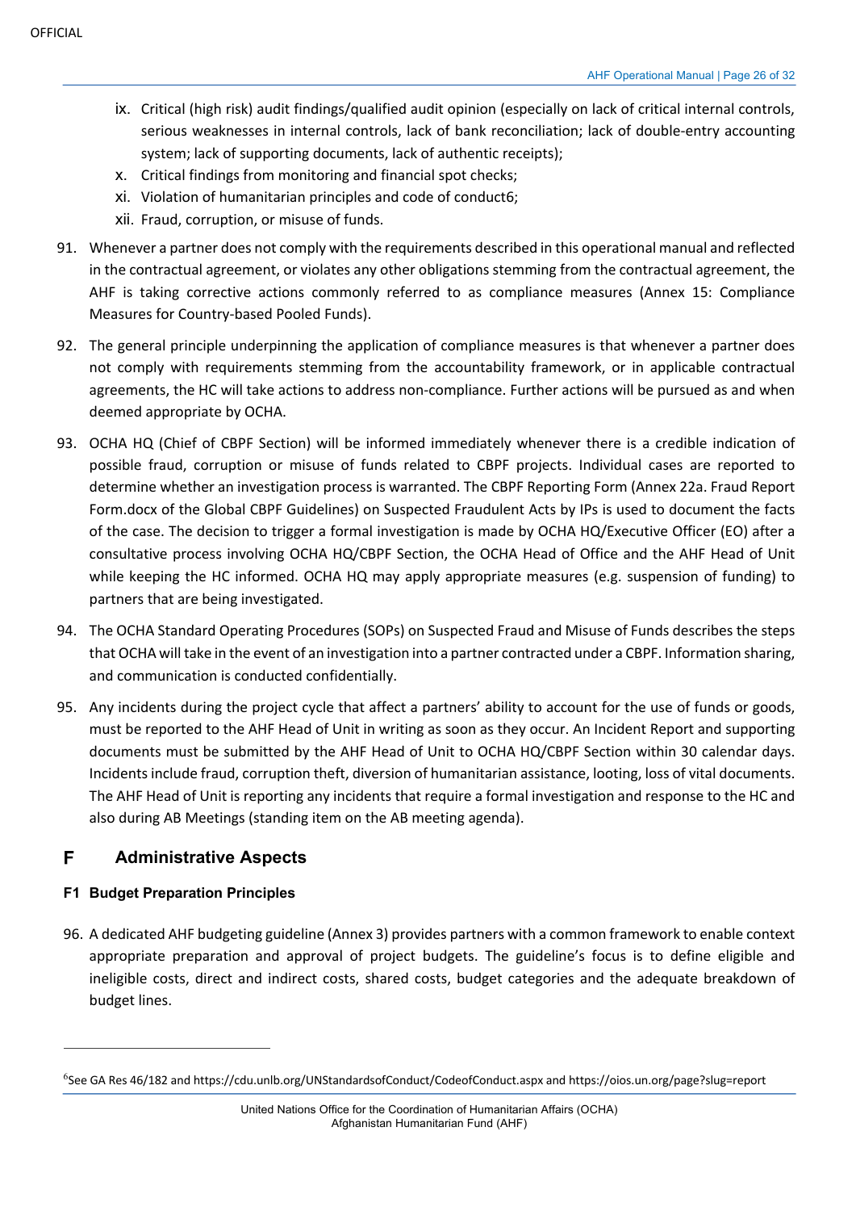ix. Critical (high risk) audit findings/qualified audit opinion (especially on lack of critical internal controls, serious weaknesses in internal controls, lack of bank reconciliation; lack of double-entry accounting system; lack of supporting documents, lack of authentic receipts);
x. Critical findings from monitoring and financial spot checks;
xi. Violation of humanitarian principles and code of conduct[6];
xii. Fraud, corruption, or misuse of funds.

91. Whenever a partner does not comply with the requirements described in this operational manual and reflected in the contractual agreement, or violates any other obligations stemming from the contractual agreement, the AHF is taking corrective actions commonly referred to as compliance measures (Annex 15: Compliance Measures for Country-based Pooled Funds).

92. The general principle underpinning the application of compliance measures is that whenever a partner does not comply with requirements stemming from the accountability framework, or in applicable contractual agreements, the HC will take actions to address non-compliance. Further actions will be pursued as and when deemed appropriate by OCHA.

93. OCHA HQ (Chief of CBPF Section) will be informed immediately whenever there is a credible indication of possible fraud, corruption or misuse of funds related to CBPF projects. Individual cases are reported to determine whether an investigation process is warranted. The CBPF Reporting Form (Annex 22a. Fraud Report Form.docx of the Global CBPF Guidelines) on Suspected Fraudulent Acts by IPs is used to document the facts of the case. The decision to trigger a formal investigation is made by OCHA HQ/Executive Officer (EO) after a consultative process involving OCHA HQ/CBPF Section, the OCHA Head of Office and the AHF Head of Unit while keeping the HC informed. OCHA HQ may apply appropriate measures (e.g. suspension of funding) to partners that are being investigated.

94. The OCHA Standard Operating Procedures (SOPs) on Suspected Fraud and Misuse of Funds describes the steps that OCHA will take in the event of an investigation into a partner contracted under a CBPF. Information sharing, and communication is conducted confidentially.

95. Any incidents during the project cycle that affect a partners' ability to account for the use of funds or goods, must be reported to the AHF Head of Unit in writing as soon as they occur. An Incident Report and supporting documents must be submitted by the AHF Head of Unit to OCHA HQ/CBPF Section within 30 calendar days. Incidents include fraud, corruption theft, diversion of humanitarian assistance, looting, loss of vital documents. The AHF Head of Unit is reporting any incidents that require a formal investigation and response to the HC and also during AB Meetings (standing item on the AB meeting agenda).

# F Administrative Aspects

## F1 Budget Preparation Principles

96. A dedicated AHF budgeting guideline (Annex 3) provides partners with a common framework to enable context appropriate preparation and approval of project budgets. The guideline's focus is to define eligible and ineligible costs, direct and indirect costs, shared costs, budget categories and the adequate breakdown of budget lines.

---

[6] See GA Res 46/182 and https://cdu.unlb.org/UNStandardsofConduct/CodeofConduct.aspx and https://oios.un.org/page?slug=report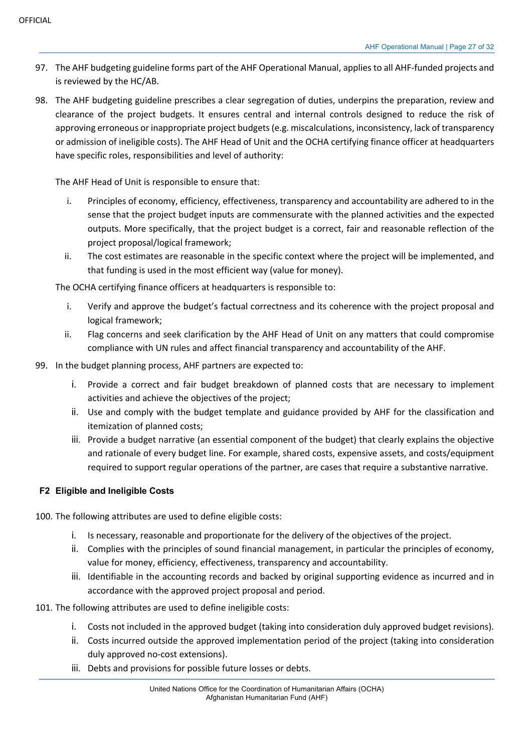97. The AHF budgeting guideline forms part of the AHF Operational Manual, applies to all AHF-funded projects and is reviewed by the HC/AB.

98. The AHF budgeting guideline prescribes a clear segregation of duties, underpins the preparation, review and clearance of the project budgets. It ensures central and internal controls designed to reduce the risk of approving erroneous or inappropriate project budgets (e.g. miscalculations, inconsistency, lack of transparency or admission of ineligible costs). The AHF Head of Unit and the OCHA certifying finance officer at headquarters have specific roles, responsibilities and level of authority:

    The AHF Head of Unit is responsible to ensure that:

    i. Principles of economy, efficiency, effectiveness, transparency and accountability are adhered to in the sense that the project budget inputs are commensurate with the planned activities and the expected outputs. More specifically, that the project budget is a correct, fair and reasonable reflection of the project proposal/logical framework;
    ii. The cost estimates are reasonable in the specific context where the project will be implemented, and that funding is used in the most efficient way (value for money).

    The OCHA certifying finance officers at headquarters is responsible to:

    i. Verify and approve the budget's factual correctness and its coherence with the project proposal and logical framework;
    ii. Flag concerns and seek clarification by the AHF Head of Unit on any matters that could compromise compliance with UN rules and affect financial transparency and accountability of the AHF.

99. In the budget planning process, AHF partners are expected to:

    i. Provide a correct and fair budget breakdown of planned costs that are necessary to implement activities and achieve the objectives of the project;
    ii. Use and comply with the budget template and guidance provided by AHF for the classification and itemization of planned costs;
    iii. Provide a budget narrative (an essential component of the budget) that clearly explains the objective and rationale of every budget line. For example, shared costs, expensive assets, and costs/equipment required to support regular operations of the partner, are cases that require a substantive narrative.

### F2 Eligible and Ineligible Costs

100. The following attributes are used to define eligible costs:

    i. Is necessary, reasonable and proportionate for the delivery of the objectives of the project.
    ii. Complies with the principles of sound financial management, in particular the principles of economy, value for money, efficiency, effectiveness, transparency and accountability.
    iii. Identifiable in the accounting records and backed by original supporting evidence as incurred and in accordance with the approved project proposal and period.

101. The following attributes are used to define ineligible costs:

    i. Costs not included in the approved budget (taking into consideration duly approved budget revisions).
    ii. Costs incurred outside the approved implementation period of the project (taking into consideration duly approved no-cost extensions).
    iii. Debts and provisions for possible future losses or debts.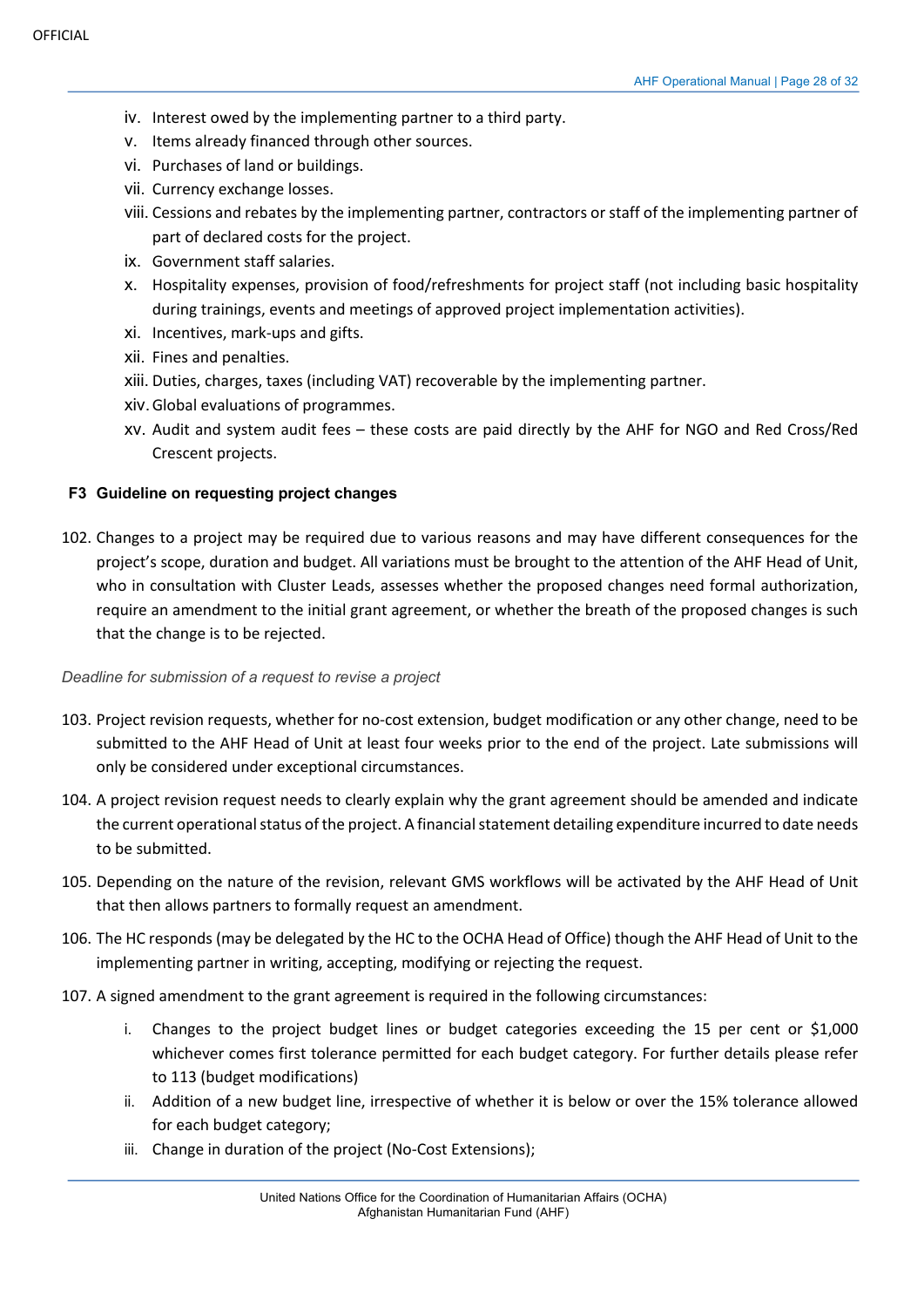iv. Interest owed by the implementing partner to a third party.
v. Items already financed through other sources.
vi. Purchases of land or buildings.
vii. Currency exchange losses.
viii. Cessions and rebates by the implementing partner, contractors or staff of the implementing partner of part of declared costs for the project.
ix. Government staff salaries.
x. Hospitality expenses, provision of food/refreshments for project staff (not including basic hospitality during trainings, events and meetings of approved project implementation activities).
xi. Incentives, mark-ups and gifts.
xii. Fines and penalties.
xiii. Duties, charges, taxes (including VAT) recoverable by the implementing partner.
xiv. Global evaluations of programmes.
xv. Audit and system audit fees – these costs are paid directly by the AHF for NGO and Red Cross/Red Crescent projects.

### F3 Guideline on requesting project changes

102. Changes to a project may be required due to various reasons and may have different consequences for the project's scope, duration and budget. All variations must be brought to the attention of the AHF Head of Unit, who in consultation with Cluster Leads, assesses whether the proposed changes need formal authorization, require an amendment to the initial grant agreement, or whether the breath of the proposed changes is such that the change is to be rejected.

*Deadline for submission of a request to revise a project*

103. Project revision requests, whether for no-cost extension, budget modification or any other change, need to be submitted to the AHF Head of Unit at least four weeks prior to the end of the project. Late submissions will only be considered under exceptional circumstances.

104. A project revision request needs to clearly explain why the grant agreement should be amended and indicate the current operational status of the project. A financial statement detailing expenditure incurred to date needs to be submitted.

105. Depending on the nature of the revision, relevant GMS workflows will be activated by the AHF Head of Unit that then allows partners to formally request an amendment.

106. The HC responds (may be delegated by the HC to the OCHA Head of Office) though the AHF Head of Unit to the implementing partner in writing, accepting, modifying or rejecting the request.

107. A signed amendment to the grant agreement is required in the following circumstances:

    i. Changes to the project budget lines or budget categories exceeding the 15 per cent or $1,000 whichever comes first tolerance permitted for each budget category. For further details please refer to 113 (budget modifications)
    ii. Addition of a new budget line, irrespective of whether it is below or over the 15% tolerance allowed for each budget category;
    iii. Change in duration of the project (No-Cost Extensions);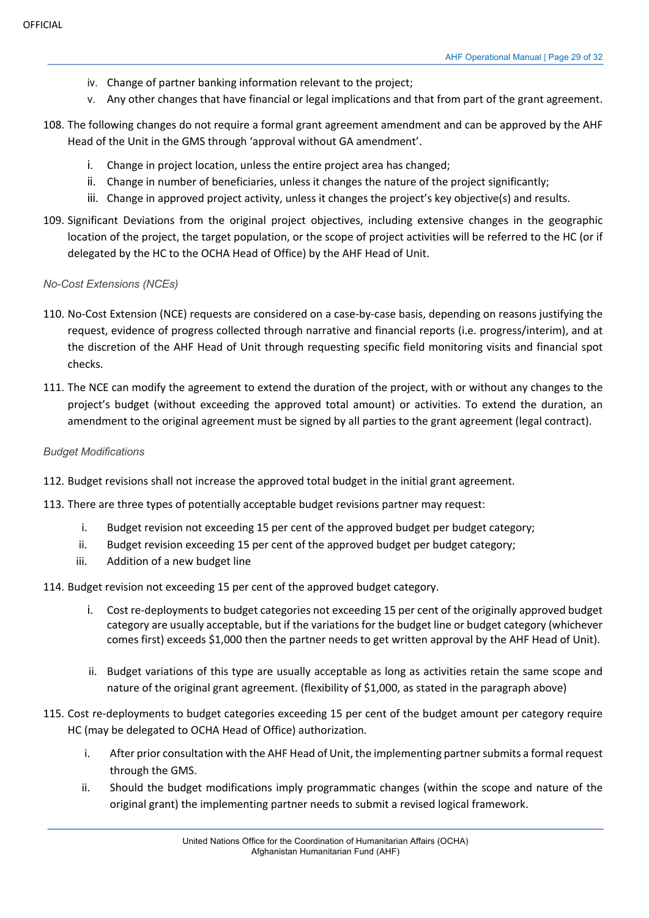iv. Change of partner banking information relevant to the project;

v. Any other changes that have financial or legal implications and that from part of the grant agreement.

108. The following changes do not require a formal grant agreement amendment and can be approved by the AHF Head of the Unit in the GMS through 'approval without GA amendment'.

    i. Change in project location, unless the entire project area has changed;
    ii. Change in number of beneficiaries, unless it changes the nature of the project significantly;
    iii. Change in approved project activity, unless it changes the project's key objective(s) and results.

109. Significant Deviations from the original project objectives, including extensive changes in the geographic location of the project, the target population, or the scope of project activities will be referred to the HC (or if delegated by the HC to the OCHA Head of Office) by the AHF Head of Unit.

*No-Cost Extensions (NCEs)*

110. No-Cost Extension (NCE) requests are considered on a case-by-case basis, depending on reasons justifying the request, evidence of progress collected through narrative and financial reports (i.e. progress/interim), and at the discretion of the AHF Head of Unit through requesting specific field monitoring visits and financial spot checks.

111. The NCE can modify the agreement to extend the duration of the project, with or without any changes to the project's budget (without exceeding the approved total amount) or activities. To extend the duration, an amendment to the original agreement must be signed by all parties to the grant agreement (legal contract).

*Budget Modifications*

112. Budget revisions shall not increase the approved total budget in the initial grant agreement.

113. There are three types of potentially acceptable budget revisions partner may request:

    i. Budget revision not exceeding 15 per cent of the approved budget per budget category;
    ii. Budget revision exceeding 15 per cent of the approved budget per budget category;
    iii. Addition of a new budget line

114. Budget revision not exceeding 15 per cent of the approved budget category.

    i. Cost re-deployments to budget categories not exceeding 15 per cent of the originally approved budget category are usually acceptable, but if the variations for the budget line or budget category (whichever comes first) exceeds $1,000 then the partner needs to get written approval by the AHF Head of Unit).
    ii. Budget variations of this type are usually acceptable as long as activities retain the same scope and nature of the original grant agreement. (flexibility of $1,000, as stated in the paragraph above)

115. Cost re-deployments to budget categories exceeding 15 per cent of the budget amount per category require HC (may be delegated to OCHA Head of Office) authorization.

    i. After prior consultation with the AHF Head of Unit, the implementing partner submits a formal request through the GMS.
    ii. Should the budget modifications imply programmatic changes (within the scope and nature of the original grant) the implementing partner needs to submit a revised logical framework.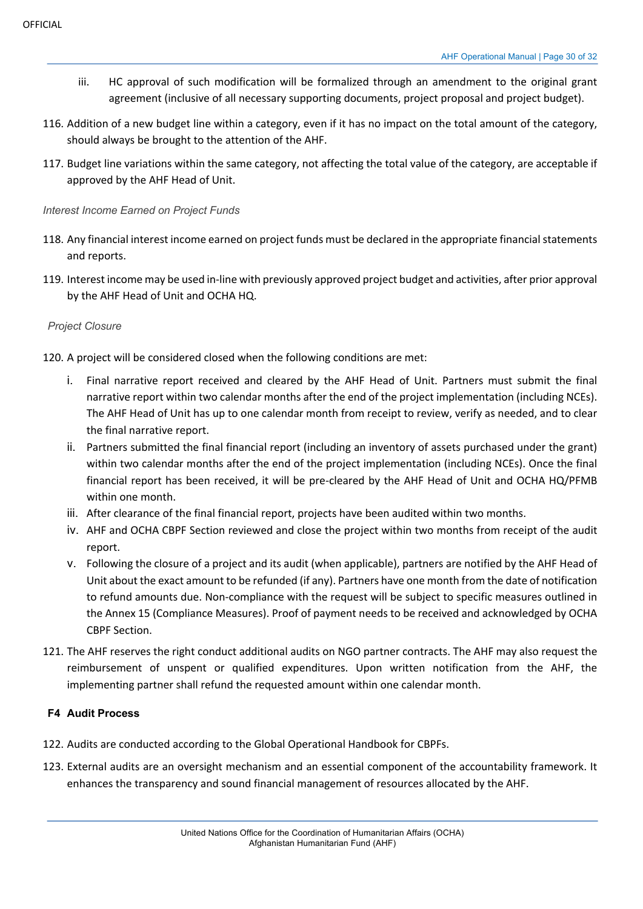iii. HC approval of such modification will be formalized through an amendment to the original grant agreement (inclusive of all necessary supporting documents, project proposal and project budget).

116. Addition of a new budget line within a category, even if it has no impact on the total amount of the category, should always be brought to the attention of the AHF.

117. Budget line variations within the same category, not affecting the total value of the category, are acceptable if approved by the AHF Head of Unit.

*Interest Income Earned on Project Funds*

118. Any financial interest income earned on project funds must be declared in the appropriate financial statements and reports.

119. Interest income may be used in-line with previously approved project budget and activities, after prior approval by the AHF Head of Unit and OCHA HQ.

*Project Closure*

120. A project will be considered closed when the following conditions are met:

    i. Final narrative report received and cleared by the AHF Head of Unit. Partners must submit the final narrative report within two calendar months after the end of the project implementation (including NCEs). The AHF Head of Unit has up to one calendar month from receipt to review, verify as needed, and to clear the final narrative report.

    ii. Partners submitted the final financial report (including an inventory of assets purchased under the grant) within two calendar months after the end of the project implementation (including NCEs). Once the final financial report has been received, it will be pre-cleared by the AHF Head of Unit and OCHA HQ/PFMB within one month.

    iii. After clearance of the final financial report, projects have been audited within two months.

    iv. AHF and OCHA CBPF Section reviewed and close the project within two months from receipt of the audit report.

    v. Following the closure of a project and its audit (when applicable), partners are notified by the AHF Head of Unit about the exact amount to be refunded (if any). Partners have one month from the date of notification to refund amounts due. Non-compliance with the request will be subject to specific measures outlined in the Annex 15 (Compliance Measures). Proof of payment needs to be received and acknowledged by OCHA CBPF Section.

121. The AHF reserves the right conduct additional audits on NGO partner contracts. The AHF may also request the reimbursement of unspent or qualified expenditures. Upon written notification from the AHF, the implementing partner shall refund the requested amount within one calendar month.

### F4 Audit Process

122. Audits are conducted according to the Global Operational Handbook for CBPFs.

123. External audits are an oversight mechanism and an essential component of the accountability framework. It enhances the transparency and sound financial management of resources allocated by the AHF.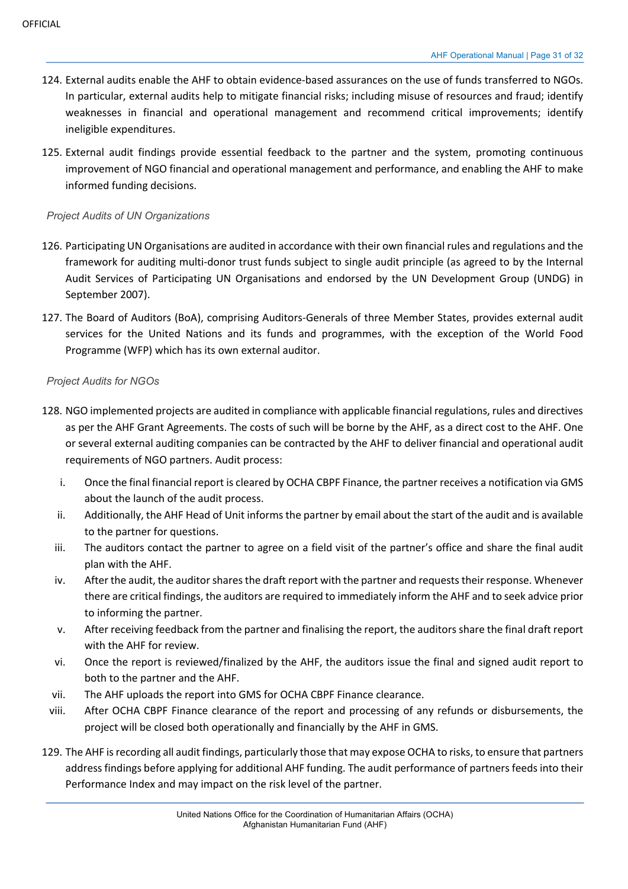124. External audits enable the AHF to obtain evidence-based assurances on the use of funds transferred to NGOs. In particular, external audits help to mitigate financial risks; including misuse of resources and fraud; identify weaknesses in financial and operational management and recommend critical improvements; identify ineligible expenditures.

125. External audit findings provide essential feedback to the partner and the system, promoting continuous improvement of NGO financial and operational management and performance, and enabling the AHF to make informed funding decisions.

*Project Audits of UN Organizations*

126. Participating UN Organisations are audited in accordance with their own financial rules and regulations and the framework for auditing multi-donor trust funds subject to single audit principle (as agreed to by the Internal Audit Services of Participating UN Organisations and endorsed by the UN Development Group (UNDG) in September 2007).

127. The Board of Auditors (BoA), comprising Auditors-Generals of three Member States, provides external audit services for the United Nations and its funds and programmes, with the exception of the World Food Programme (WFP) which has its own external auditor.

*Project Audits for NGOs*

128. NGO implemented projects are audited in compliance with applicable financial regulations, rules and directives as per the AHF Grant Agreements. The costs of such will be borne by the AHF, as a direct cost to the AHF. One or several external auditing companies can be contracted by the AHF to deliver financial and operational audit requirements of NGO partners. Audit process:

    i. Once the final financial report is cleared by OCHA CBPF Finance, the partner receives a notification via GMS about the launch of the audit process.
    ii. Additionally, the AHF Head of Unit informs the partner by email about the start of the audit and is available to the partner for questions.
    iii. The auditors contact the partner to agree on a field visit of the partner's office and share the final audit plan with the AHF.
    iv. After the audit, the auditor shares the draft report with the partner and requests their response. Whenever there are critical findings, the auditors are required to immediately inform the AHF and to seek advice prior to informing the partner.
    v. After receiving feedback from the partner and finalising the report, the auditors share the final draft report with the AHF for review.
    vi. Once the report is reviewed/finalized by the AHF, the auditors issue the final and signed audit report to both to the partner and the AHF.
    vii. The AHF uploads the report into GMS for OCHA CBPF Finance clearance.
    viii. After OCHA CBPF Finance clearance of the report and processing of any refunds or disbursements, the project will be closed both operationally and financially by the AHF in GMS.

129. The AHF is recording all audit findings, particularly those that may expose OCHA to risks, to ensure that partners address findings before applying for additional AHF funding. The audit performance of partners feeds into their Performance Index and may impact on the risk level of the partner.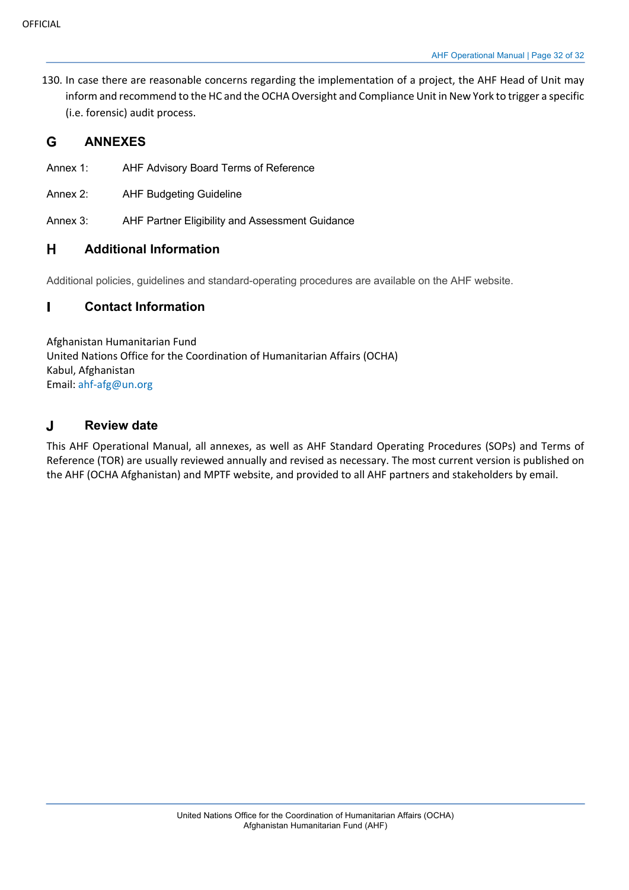130. In case there are reasonable concerns regarding the implementation of a project, the AHF Head of Unit may inform and recommend to the HC and the OCHA Oversight and Compliance Unit in New York to trigger a specific (i.e. forensic) audit process.

## G ANNEXES

Annex 1: AHF Advisory Board Terms of Reference

Annex 2: AHF Budgeting Guideline

Annex 3: AHF Partner Eligibility and Assessment Guidance

## H Additional Information

Additional policies, guidelines and standard-operating procedures are available on the AHF website.

## I Contact Information

Afghanistan Humanitarian Fund
United Nations Office for the Coordination of Humanitarian Affairs (OCHA)
Kabul, Afghanistan
Email: ahf-afg@un.org

## J Review date

This AHF Operational Manual, all annexes, as well as AHF Standard Operating Procedures (SOPs) and Terms of Reference (TOR) are usually reviewed annually and revised as necessary. The most current version is published on the AHF (OCHA Afghanistan) and MPTF website, and provided to all AHF partners and stakeholders by email.